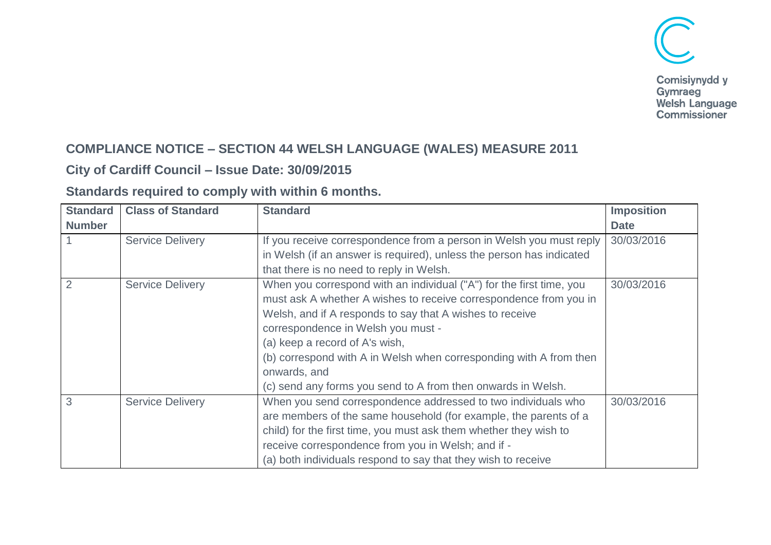Comisiynydd y Gymraeg
Welsh Language Commissioner

## COMPLIANCE NOTICE – SECTION 44 WELSH LANGUAGE (WALES) MEASURE 2011

### City of Cardiff Council – Issue Date: 30/09/2015

### Standards required to comply with within 6 months.

| Standard Number | Class of Standard | Standard | Imposition Date |
|---|---|---|---|
| 1 | Service Delivery | If you receive correspondence from a person in Welsh you must reply in Welsh (if an answer is required), unless the person has indicated that there is no need to reply in Welsh. | 30/03/2016 |
| 2 | Service Delivery | When you correspond with an individual ("A") for the first time, you must ask A whether A wishes to receive correspondence from you in Welsh, and if A responds to say that A wishes to receive correspondence in Welsh you must -<br>(a) keep a record of A's wish,<br>(b) correspond with A in Welsh when corresponding with A from then onwards, and<br>(c) send any forms you send to A from then onwards in Welsh. | 30/03/2016 |
| 3 | Service Delivery | When you send correspondence addressed to two individuals who are members of the same household (for example, the parents of a child) for the first time, you must ask them whether they wish to receive correspondence from you in Welsh; and if -<br>(a) both individuals respond to say that they wish to receive | 30/03/2016 |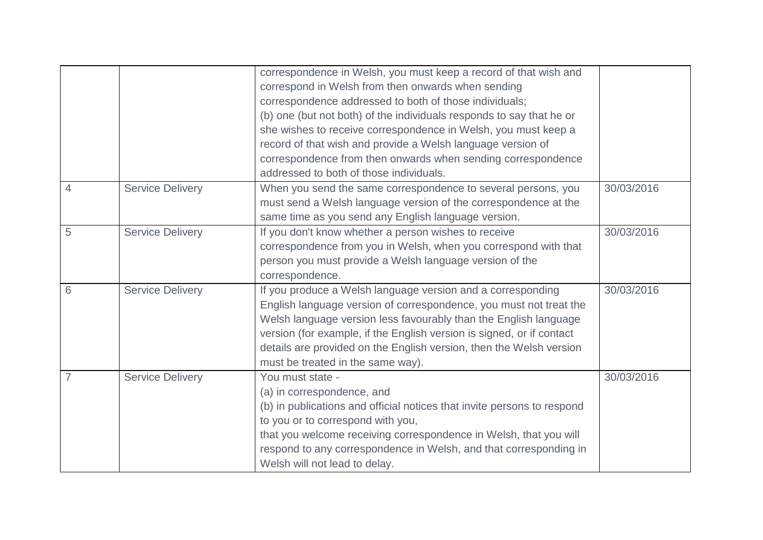| | | | |
|---|---|---|---|
| | | correspondence in Welsh, you must keep a record of that wish and correspond in Welsh from then onwards when sending correspondence addressed to both of those individuals;<br>(b) one (but not both) of the individuals responds to say that he or she wishes to receive correspondence in Welsh, you must keep a record of that wish and provide a Welsh language version of correspondence from then onwards when sending correspondence addressed to both of those individuals. | |
| 4 | Service Delivery | When you send the same correspondence to several persons, you must send a Welsh language version of the correspondence at the same time as you send any English language version. | 30/03/2016 |
| 5 | Service Delivery | If you don't know whether a person wishes to receive correspondence from you in Welsh, when you correspond with that person you must provide a Welsh language version of the correspondence. | 30/03/2016 |
| 6 | Service Delivery | If you produce a Welsh language version and a corresponding English language version of correspondence, you must not treat the Welsh language version less favourably than the English language version (for example, if the English version is signed, or if contact details are provided on the English version, then the Welsh version must be treated in the same way). | 30/03/2016 |
| 7 | Service Delivery | You must state -<br>(a) in correspondence, and<br>(b) in publications and official notices that invite persons to respond to you or to correspond with you,<br>that you welcome receiving correspondence in Welsh, that you will respond to any correspondence in Welsh, and that corresponding in Welsh will not lead to delay. | 30/03/2016 |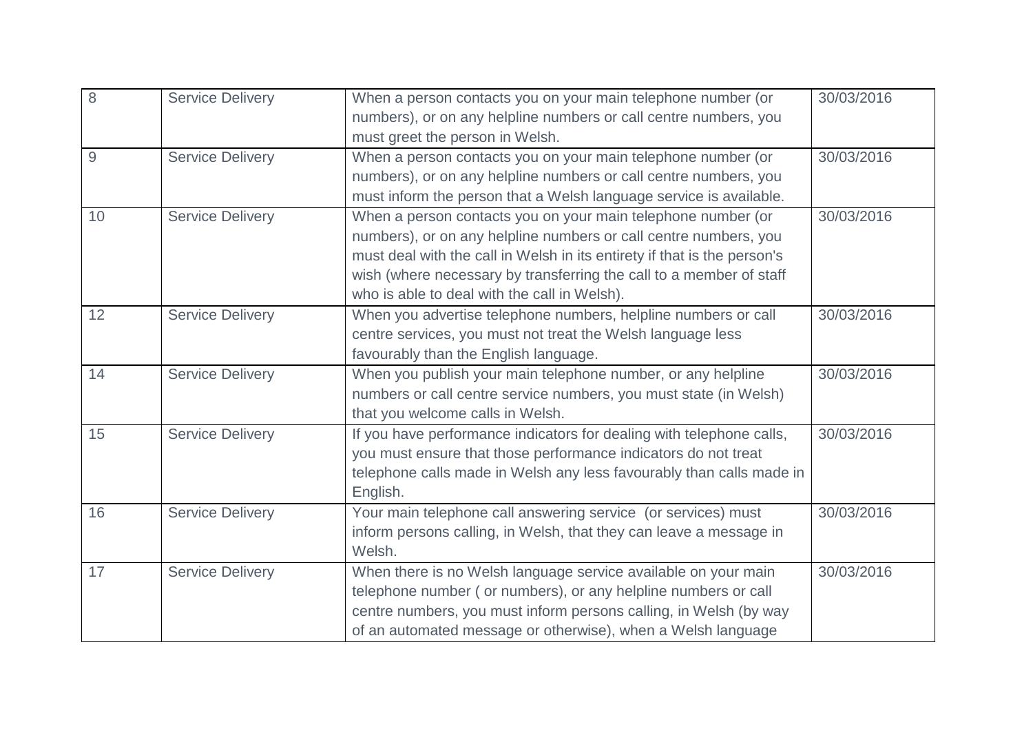| 8 | Service Delivery | When a person contacts you on your main telephone number (or numbers), or on any helpline numbers or call centre numbers, you must greet the person in Welsh. | 30/03/2016 |
|---|---|---|---|
| 9 | Service Delivery | When a person contacts you on your main telephone number (or numbers), or on any helpline numbers or call centre numbers, you must inform the person that a Welsh language service is available. | 30/03/2016 |
| 10 | Service Delivery | When a person contacts you on your main telephone number (or numbers), or on any helpline numbers or call centre numbers, you must deal with the call in Welsh in its entirety if that is the person's wish (where necessary by transferring the call to a member of staff who is able to deal with the call in Welsh). | 30/03/2016 |
| 12 | Service Delivery | When you advertise telephone numbers, helpline numbers or call centre services, you must not treat the Welsh language less favourably than the English language. | 30/03/2016 |
| 14 | Service Delivery | When you publish your main telephone number, or any helpline numbers or call centre service numbers, you must state (in Welsh) that you welcome calls in Welsh. | 30/03/2016 |
| 15 | Service Delivery | If you have performance indicators for dealing with telephone calls, you must ensure that those performance indicators do not treat telephone calls made in Welsh any less favourably than calls made in English. | 30/03/2016 |
| 16 | Service Delivery | Your main telephone call answering service (or services) must inform persons calling, in Welsh, that they can leave a message in Welsh. | 30/03/2016 |
| 17 | Service Delivery | When there is no Welsh language service available on your main telephone number ( or numbers), or any helpline numbers or call centre numbers, you must inform persons calling, in Welsh (by way of an automated message or otherwise), when a Welsh language | 30/03/2016 |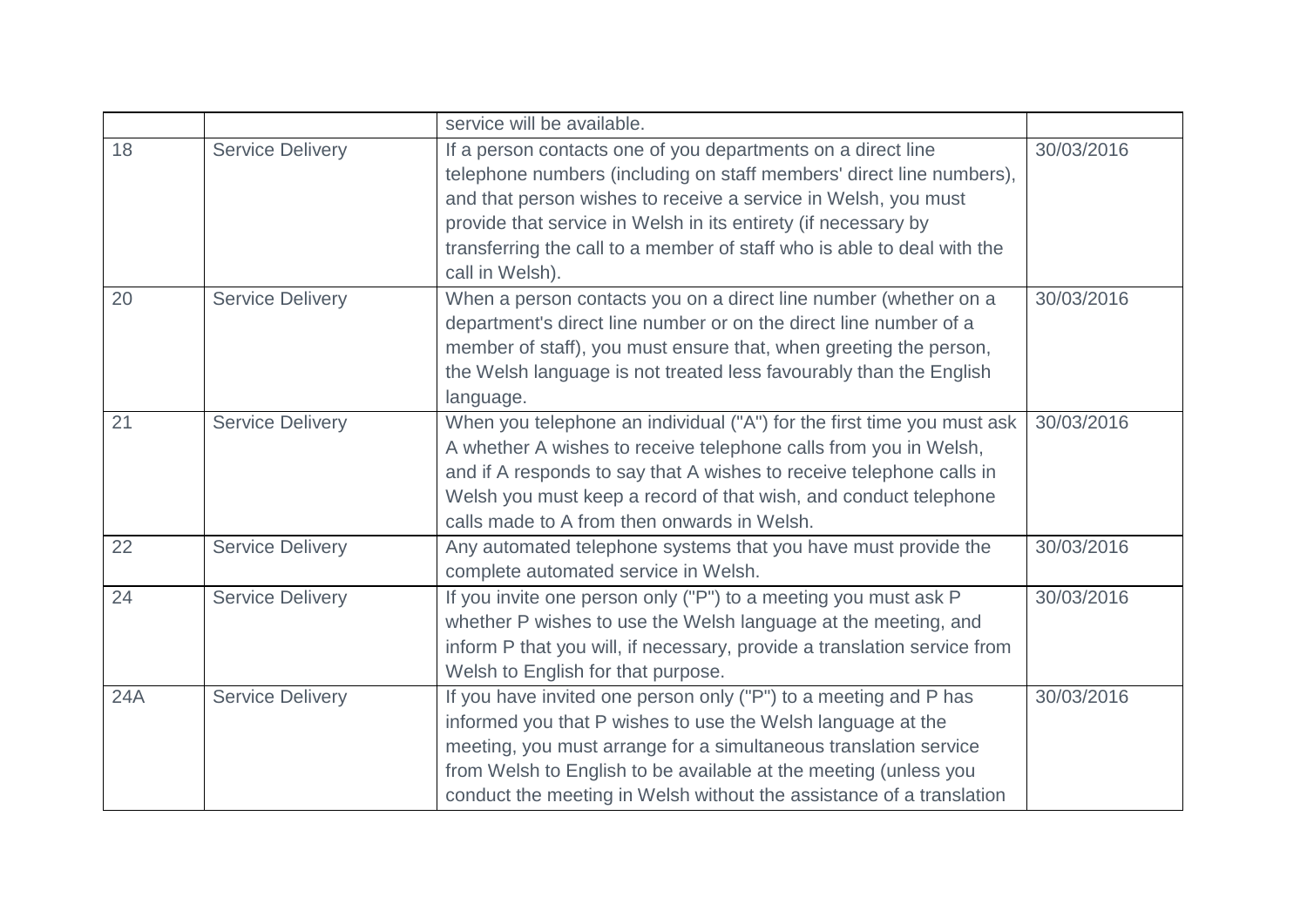| | | service will be available. | |
|---|---|---|---|
| 18 | Service Delivery | If a person contacts one of you departments on a direct line telephone numbers (including on staff members' direct line numbers), and that person wishes to receive a service in Welsh, you must provide that service in Welsh in its entirety (if necessary by transferring the call to a member of staff who is able to deal with the call in Welsh). | 30/03/2016 |
| 20 | Service Delivery | When a person contacts you on a direct line number (whether on a department's direct line number or on the direct line number of a member of staff), you must ensure that, when greeting the person, the Welsh language is not treated less favourably than the English language. | 30/03/2016 |
| 21 | Service Delivery | When you telephone an individual ("A") for the first time you must ask A whether A wishes to receive telephone calls from you in Welsh, and if A responds to say that A wishes to receive telephone calls in Welsh you must keep a record of that wish, and conduct telephone calls made to A from then onwards in Welsh. | 30/03/2016 |
| 22 | Service Delivery | Any automated telephone systems that you have must provide the complete automated service in Welsh. | 30/03/2016 |
| 24 | Service Delivery | If you invite one person only ("P") to a meeting you must ask P whether P wishes to use the Welsh language at the meeting, and inform P that you will, if necessary, provide a translation service from Welsh to English for that purpose. | 30/03/2016 |
| 24A | Service Delivery | If you have invited one person only ("P") to a meeting and P has informed you that P wishes to use the Welsh language at the meeting, you must arrange for a simultaneous translation service from Welsh to English to be available at the meeting (unless you conduct the meeting in Welsh without the assistance of a translation | 30/03/2016 |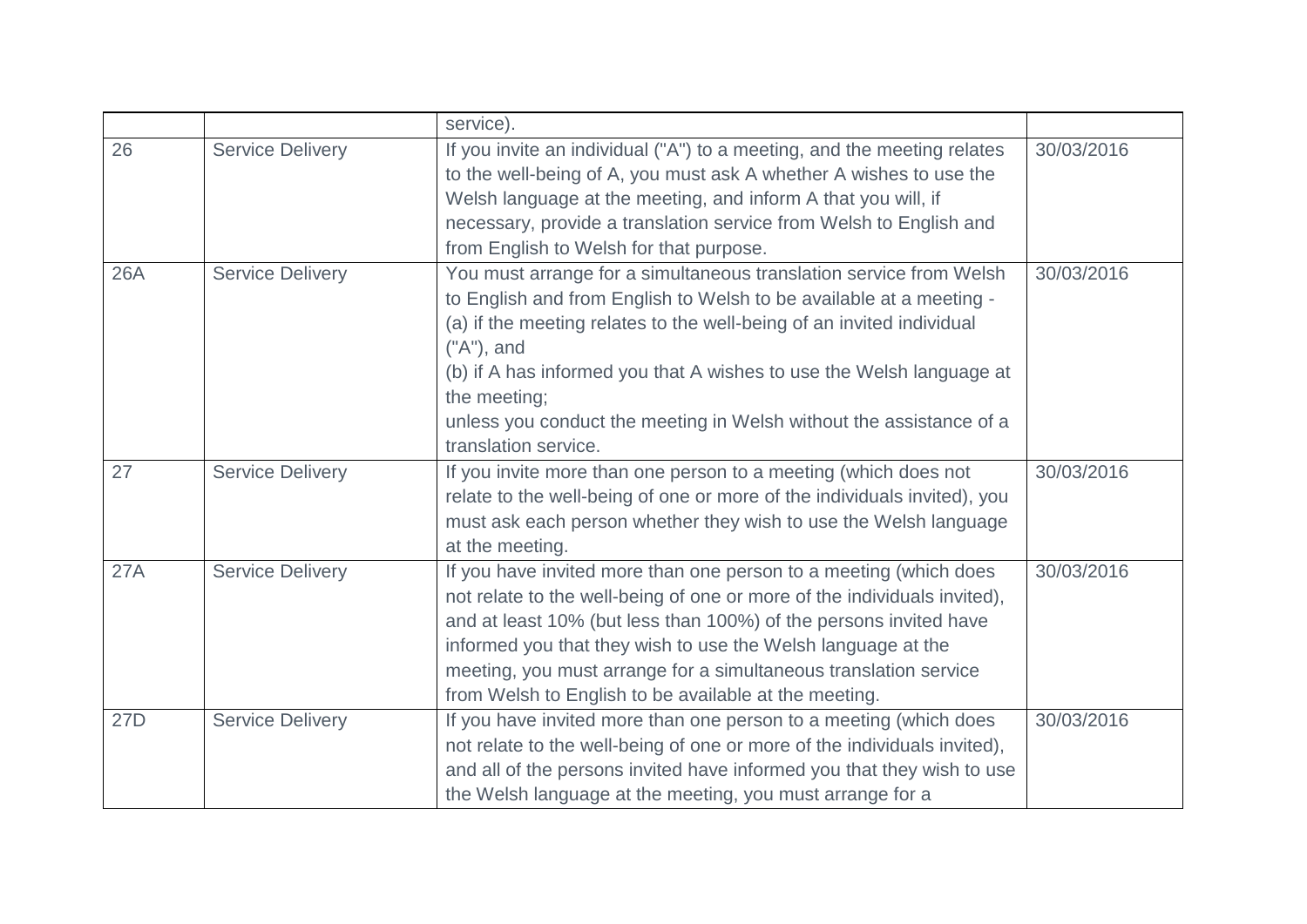| | | | |
|---|---|---|---|
| | | service). | |
| 26 | Service Delivery | If you invite an individual ("A") to a meeting, and the meeting relates to the well-being of A, you must ask A whether A wishes to use the Welsh language at the meeting, and inform A that you will, if necessary, provide a translation service from Welsh to English and from English to Welsh for that purpose. | 30/03/2016 |
| 26A | Service Delivery | You must arrange for a simultaneous translation service from Welsh to English and from English to Welsh to be available at a meeting -<br>(a) if the meeting relates to the well-being of an invited individual ("A"), and<br>(b) if A has informed you that A wishes to use the Welsh language at the meeting;<br>unless you conduct the meeting in Welsh without the assistance of a translation service. | 30/03/2016 |
| 27 | Service Delivery | If you invite more than one person to a meeting (which does not relate to the well-being of one or more of the individuals invited), you must ask each person whether they wish to use the Welsh language at the meeting. | 30/03/2016 |
| 27A | Service Delivery | If you have invited more than one person to a meeting (which does not relate to the well-being of one or more of the individuals invited), and at least 10% (but less than 100%) of the persons invited have informed you that they wish to use the Welsh language at the meeting, you must arrange for a simultaneous translation service from Welsh to English to be available at the meeting. | 30/03/2016 |
| 27D | Service Delivery | If you have invited more than one person to a meeting (which does not relate to the well-being of one or more of the individuals invited), and all of the persons invited have informed you that they wish to use the Welsh language at the meeting, you must arrange for a | 30/03/2016 |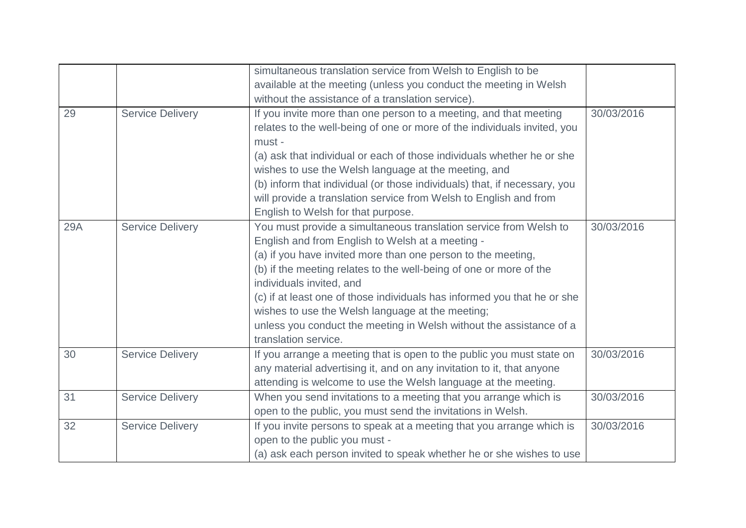| | | | |
|---|---|---|---|
| | | simultaneous translation service from Welsh to English to be available at the meeting (unless you conduct the meeting in Welsh without the assistance of a translation service). | |
| 29 | Service Delivery | If you invite more than one person to a meeting, and that meeting relates to the well-being of one or more of the individuals invited, you must -<br>(a) ask that individual or each of those individuals whether he or she wishes to use the Welsh language at the meeting, and<br>(b) inform that individual (or those individuals) that, if necessary, you will provide a translation service from Welsh to English and from English to Welsh for that purpose. | 30/03/2016 |
| 29A | Service Delivery | You must provide a simultaneous translation service from Welsh to English and from English to Welsh at a meeting -<br>(a) if you have invited more than one person to the meeting,<br>(b) if the meeting relates to the well-being of one or more of the individuals invited, and<br>(c) if at least one of those individuals has informed you that he or she wishes to use the Welsh language at the meeting;<br>unless you conduct the meeting in Welsh without the assistance of a translation service. | 30/03/2016 |
| 30 | Service Delivery | If you arrange a meeting that is open to the public you must state on any material advertising it, and on any invitation to it, that anyone attending is welcome to use the Welsh language at the meeting. | 30/03/2016 |
| 31 | Service Delivery | When you send invitations to a meeting that you arrange which is open to the public, you must send the invitations in Welsh. | 30/03/2016 |
| 32 | Service Delivery | If you invite persons to speak at a meeting that you arrange which is open to the public you must -<br>(a) ask each person invited to speak whether he or she wishes to use | 30/03/2016 |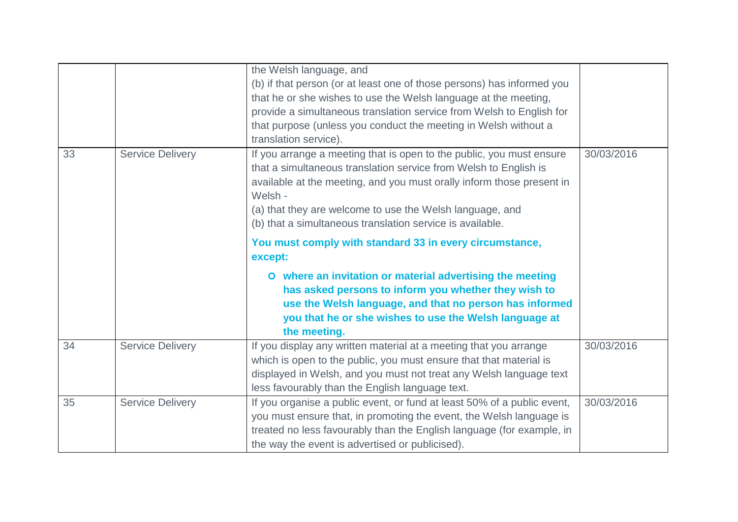| | | | |
|---|---|---|---|
| | | the Welsh language, and<br>(b) if that person (or at least one of those persons) has informed you that he or she wishes to use the Welsh language at the meeting, provide a simultaneous translation service from Welsh to English for that purpose (unless you conduct the meeting in Welsh without a translation service). | |
| 33 | Service Delivery | If you arrange a meeting that is open to the public, you must ensure that a simultaneous translation service from Welsh to English is available at the meeting, and you must orally inform those present in Welsh -<br>(a) that they are welcome to use the Welsh language, and<br>(b) that a simultaneous translation service is available.<br>**You must comply with standard 33 in every circumstance, except:**<br>- **where an invitation or material advertising the meeting has asked persons to inform you whether they wish to use the Welsh language, and that no person has informed you that he or she wishes to use the Welsh language at the meeting.** | 30/03/2016 |
| 34 | Service Delivery | If you display any written material at a meeting that you arrange which is open to the public, you must ensure that that material is displayed in Welsh, and you must not treat any Welsh language text less favourably than the English language text. | 30/03/2016 |
| 35 | Service Delivery | If you organise a public event, or fund at least 50% of a public event, you must ensure that, in promoting the event, the Welsh language is treated no less favourably than the English language (for example, in the way the event is advertised or publicised). | 30/03/2016 |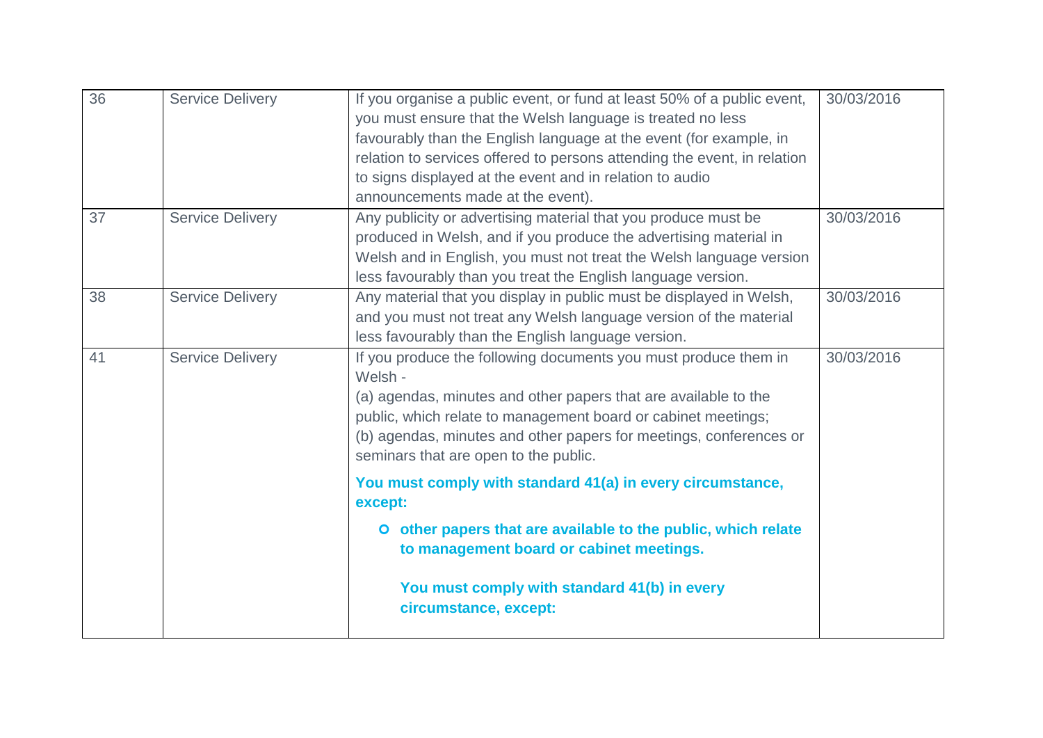| | | | |
|---|---|---|---|
| 36 | Service Delivery | If you organise a public event, or fund at least 50% of a public event, you must ensure that the Welsh language is treated no less favourably than the English language at the event (for example, in relation to services offered to persons attending the event, in relation to signs displayed at the event and in relation to audio announcements made at the event). | 30/03/2016 |
| 37 | Service Delivery | Any publicity or advertising material that you produce must be produced in Welsh, and if you produce the advertising material in Welsh and in English, you must not treat the Welsh language version less favourably than you treat the English language version. | 30/03/2016 |
| 38 | Service Delivery | Any material that you display in public must be displayed in Welsh, and you must not treat any Welsh language version of the material less favourably than the English language version. | 30/03/2016 |
| 41 | Service Delivery | If you produce the following documents you must produce them in Welsh -<br>(a) agendas, minutes and other papers that are available to the public, which relate to management board or cabinet meetings;<br>(b) agendas, minutes and other papers for meetings, conferences or seminars that are open to the public.<br><br>**You must comply with standard 41(a) in every circumstance, except:**<br><br>- **other papers that are available to the public, which relate to management board or cabinet meetings.**<br><br>**You must comply with standard 41(b) in every circumstance, except:** | 30/03/2016 |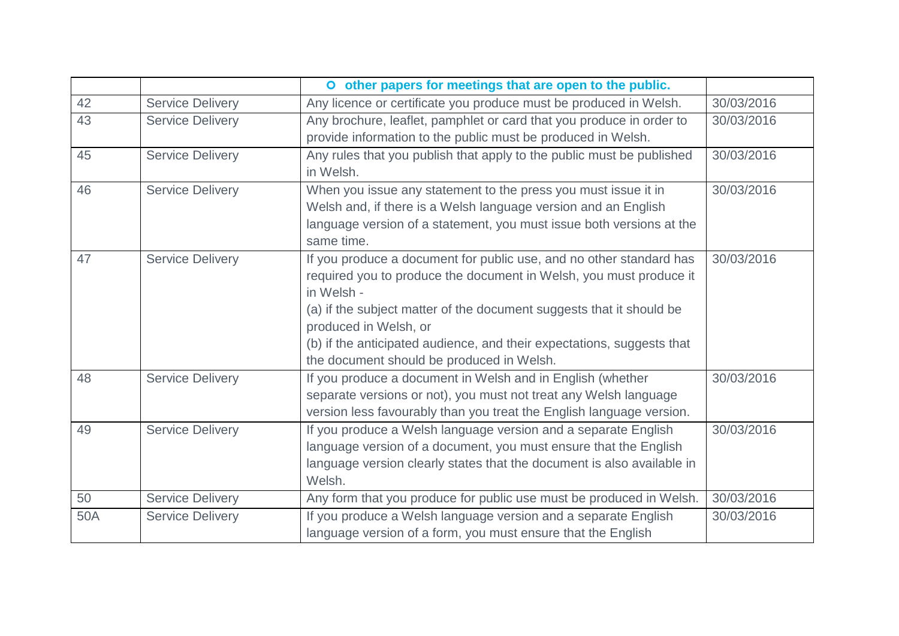| | | ○ **other papers for meetings that are open to the public.** | |
|---|---|---|---|
| 42 | Service Delivery | Any licence or certificate you produce must be produced in Welsh. | 30/03/2016 |
| 43 | Service Delivery | Any brochure, leaflet, pamphlet or card that you produce in order to provide information to the public must be produced in Welsh. | 30/03/2016 |
| 45 | Service Delivery | Any rules that you publish that apply to the public must be published in Welsh. | 30/03/2016 |
| 46 | Service Delivery | When you issue any statement to the press you must issue it in Welsh and, if there is a Welsh language version and an English language version of a statement, you must issue both versions at the same time. | 30/03/2016 |
| 47 | Service Delivery | If you produce a document for public use, and no other standard has required you to produce the document in Welsh, you must produce it in Welsh -<br>(a) if the subject matter of the document suggests that it should be produced in Welsh, or<br>(b) if the anticipated audience, and their expectations, suggests that the document should be produced in Welsh. | 30/03/2016 |
| 48 | Service Delivery | If you produce a document in Welsh and in English (whether separate versions or not), you must not treat any Welsh language version less favourably than you treat the English language version. | 30/03/2016 |
| 49 | Service Delivery | If you produce a Welsh language version and a separate English language version of a document, you must ensure that the English language version clearly states that the document is also available in Welsh. | 30/03/2016 |
| 50 | Service Delivery | Any form that you produce for public use must be produced in Welsh. | 30/03/2016 |
| 50A | Service Delivery | If you produce a Welsh language version and a separate English language version of a form, you must ensure that the English | 30/03/2016 |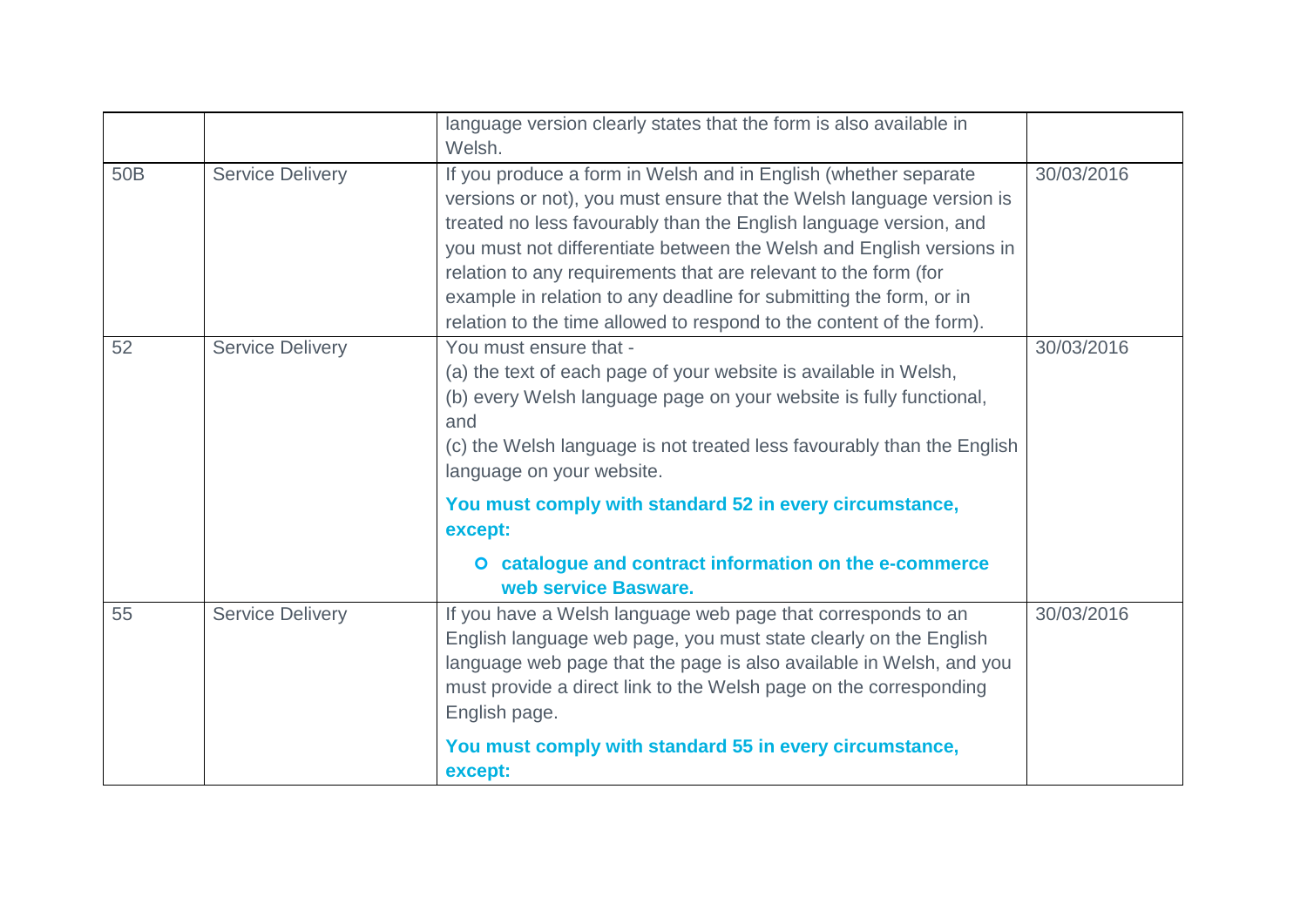|  |  |  |  |
|---|---|---|---|
|  |  | language version clearly states that the form is also available in Welsh. |  |
| 50B | Service Delivery | If you produce a form in Welsh and in English (whether separate versions or not), you must ensure that the Welsh language version is treated no less favourably than the English language version, and you must not differentiate between the Welsh and English versions in relation to any requirements that are relevant to the form (for example in relation to any deadline for submitting the form, or in relation to the time allowed to respond to the content of the form). | 30/03/2016 |
| 52 | Service Delivery | You must ensure that -<br>(a) the text of each page of your website is available in Welsh,<br>(b) every Welsh language page on your website is fully functional, and<br>(c) the Welsh language is not treated less favourably than the English language on your website.<br><br>**You must comply with standard 52 in every circumstance, except:**<br><br>- **catalogue and contract information on the e-commerce web service Basware.** | 30/03/2016 |
| 55 | Service Delivery | If you have a Welsh language web page that corresponds to an English language web page, you must state clearly on the English language web page that the page is also available in Welsh, and you must provide a direct link to the Welsh page on the corresponding English page.<br><br>**You must comply with standard 55 in every circumstance, except:** | 30/03/2016 |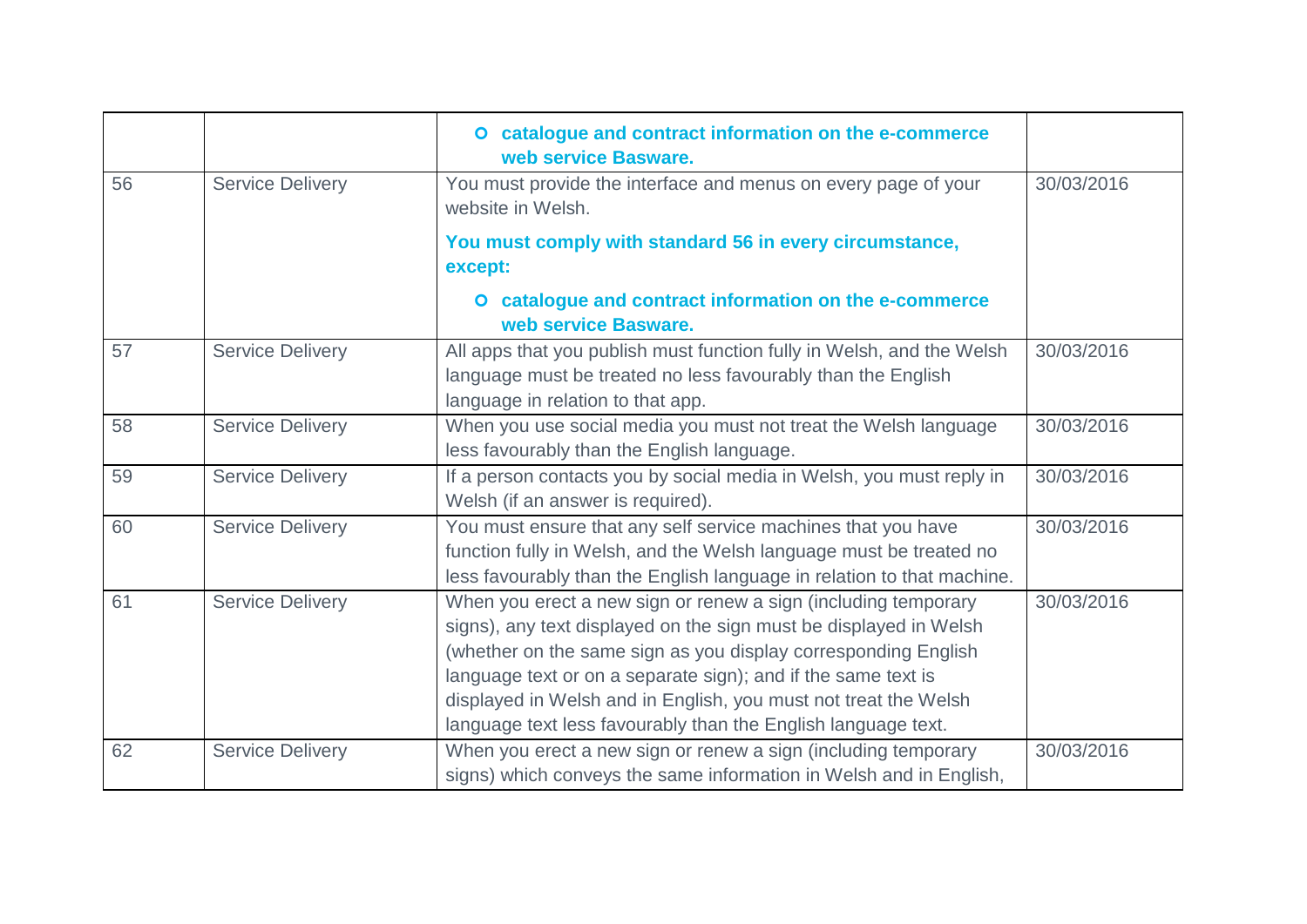| | | | |
|---|---|---|---|
| | | ○ **catalogue and contract information on the e-commerce web service Basware.** | |
| 56 | Service Delivery | You must provide the interface and menus on every page of your website in Welsh.<br><br>**You must comply with standard 56 in every circumstance, except:**<br><br>○ **catalogue and contract information on the e-commerce web service Basware.** | 30/03/2016 |
| 57 | Service Delivery | All apps that you publish must function fully in Welsh, and the Welsh language must be treated no less favourably than the English language in relation to that app. | 30/03/2016 |
| 58 | Service Delivery | When you use social media you must not treat the Welsh language less favourably than the English language. | 30/03/2016 |
| 59 | Service Delivery | If a person contacts you by social media in Welsh, you must reply in Welsh (if an answer is required). | 30/03/2016 |
| 60 | Service Delivery | You must ensure that any self service machines that you have function fully in Welsh, and the Welsh language must be treated no less favourably than the English language in relation to that machine. | 30/03/2016 |
| 61 | Service Delivery | When you erect a new sign or renew a sign (including temporary signs), any text displayed on the sign must be displayed in Welsh (whether on the same sign as you display corresponding English language text or on a separate sign); and if the same text is displayed in Welsh and in English, you must not treat the Welsh language text less favourably than the English language text. | 30/03/2016 |
| 62 | Service Delivery | When you erect a new sign or renew a sign (including temporary signs) which conveys the same information in Welsh and in English, | 30/03/2016 |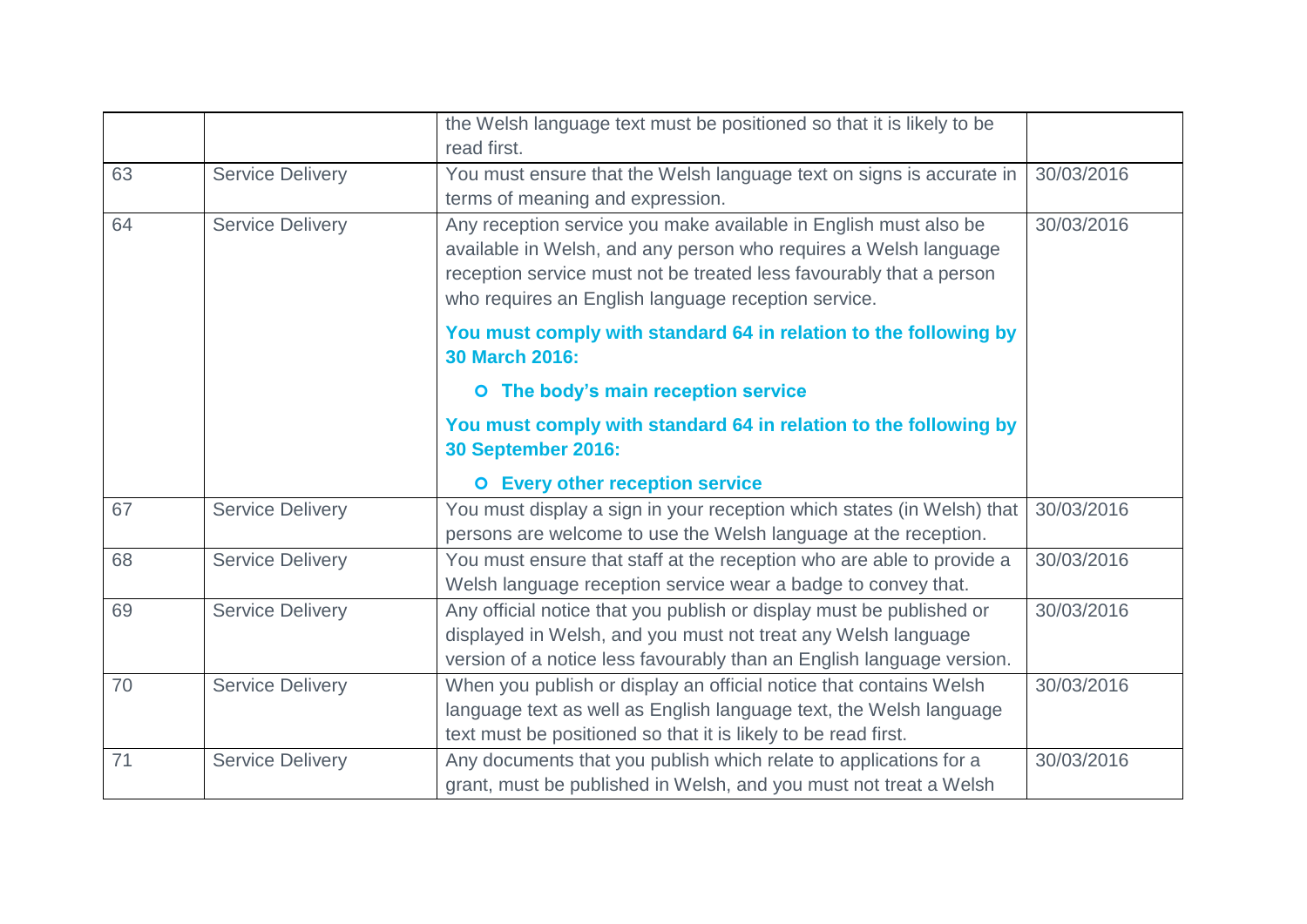| | | | |
|---|---|---|---|
| | | the Welsh language text must be positioned so that it is likely to be read first. | |
| 63 | Service Delivery | You must ensure that the Welsh language text on signs is accurate in terms of meaning and expression. | 30/03/2016 |
| 64 | Service Delivery | Any reception service you make available in English must also be available in Welsh, and any person who requires a Welsh language reception service must not be treated less favourably that a person who requires an English language reception service.<br><br>**You must comply with standard 64 in relation to the following by 30 March 2016:**<br><br>**o The body's main reception service**<br><br>**You must comply with standard 64 in relation to the following by 30 September 2016:**<br><br>**o Every other reception service** | 30/03/2016 |
| 67 | Service Delivery | You must display a sign in your reception which states (in Welsh) that persons are welcome to use the Welsh language at the reception. | 30/03/2016 |
| 68 | Service Delivery | You must ensure that staff at the reception who are able to provide a Welsh language reception service wear a badge to convey that. | 30/03/2016 |
| 69 | Service Delivery | Any official notice that you publish or display must be published or displayed in Welsh, and you must not treat any Welsh language version of a notice less favourably than an English language version. | 30/03/2016 |
| 70 | Service Delivery | When you publish or display an official notice that contains Welsh language text as well as English language text, the Welsh language text must be positioned so that it is likely to be read first. | 30/03/2016 |
| 71 | Service Delivery | Any documents that you publish which relate to applications for a grant, must be published in Welsh, and you must not treat a Welsh | 30/03/2016 |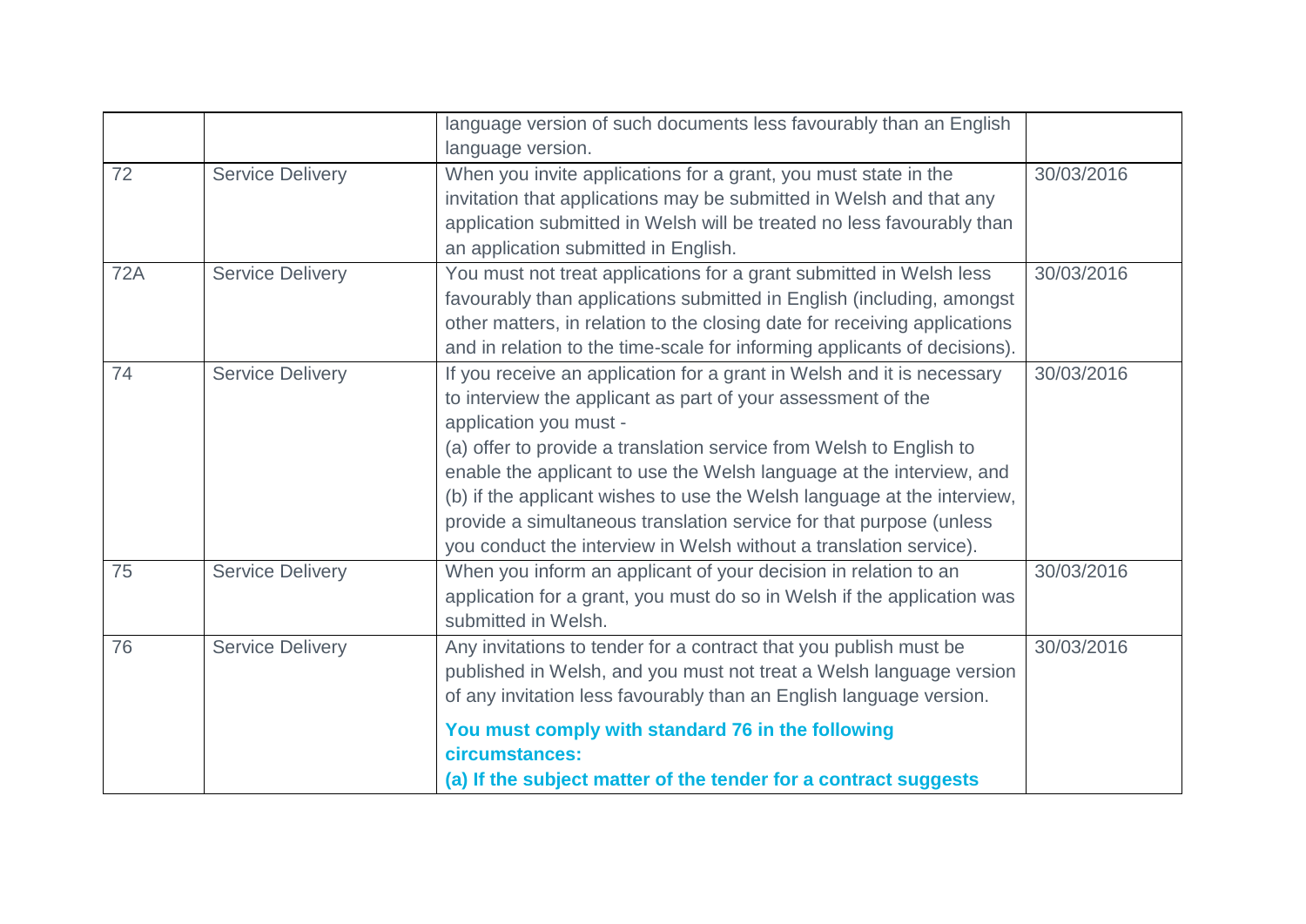| | | | |
|---|---|---|---|
| | | language version of such documents less favourably than an English language version. | |
| 72 | Service Delivery | When you invite applications for a grant, you must state in the invitation that applications may be submitted in Welsh and that any application submitted in Welsh will be treated no less favourably than an application submitted in English. | 30/03/2016 |
| 72A | Service Delivery | You must not treat applications for a grant submitted in Welsh less favourably than applications submitted in English (including, amongst other matters, in relation to the closing date for receiving applications and in relation to the time-scale for informing applicants of decisions). | 30/03/2016 |
| 74 | Service Delivery | If you receive an application for a grant in Welsh and it is necessary to interview the applicant as part of your assessment of the application you must - <br>(a) offer to provide a translation service from Welsh to English to enable the applicant to use the Welsh language at the interview, and <br>(b) if the applicant wishes to use the Welsh language at the interview, provide a simultaneous translation service for that purpose (unless you conduct the interview in Welsh without a translation service). | 30/03/2016 |
| 75 | Service Delivery | When you inform an applicant of your decision in relation to an application for a grant, you must do so in Welsh if the application was submitted in Welsh. | 30/03/2016 |
| 76 | Service Delivery | Any invitations to tender for a contract that you publish must be published in Welsh, and you must not treat a Welsh language version of any invitation less favourably than an English language version. <br><br>**You must comply with standard 76 in the following circumstances:** <br>**(a) If the subject matter of the tender for a contract suggests** | 30/03/2016 |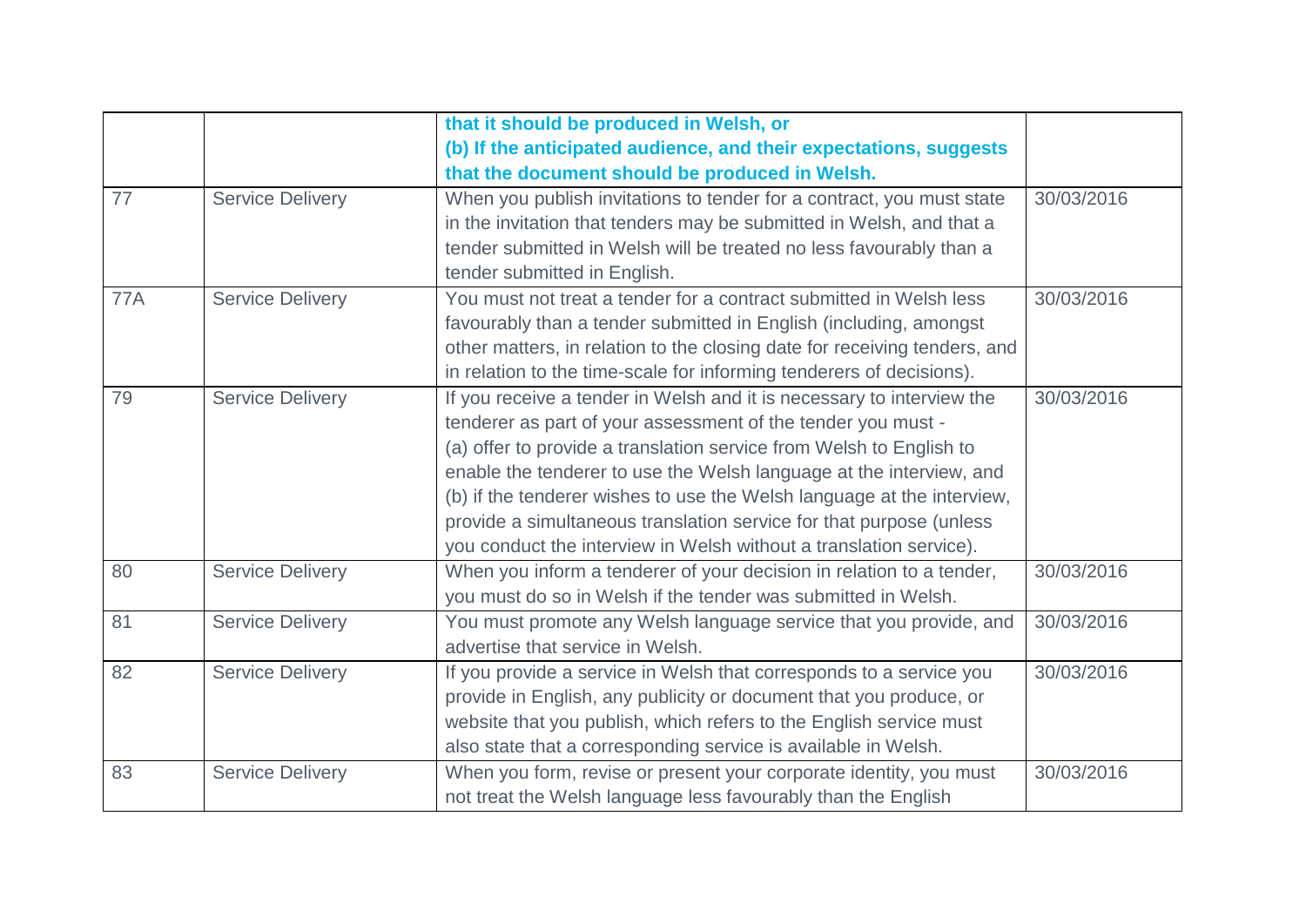| | | | |
|---|---|---|---|
| | | **that it should be produced in Welsh, or** **(b) If the anticipated audience, and their expectations, suggests that the document should be produced in Welsh.** | |
| 77 | Service Delivery | When you publish invitations to tender for a contract, you must state in the invitation that tenders may be submitted in Welsh, and that a tender submitted in Welsh will be treated no less favourably than a tender submitted in English. | 30/03/2016 |
| 77A | Service Delivery | You must not treat a tender for a contract submitted in Welsh less favourably than a tender submitted in English (including, amongst other matters, in relation to the closing date for receiving tenders, and in relation to the time-scale for informing tenderers of decisions). | 30/03/2016 |
| 79 | Service Delivery | If you receive a tender in Welsh and it is necessary to interview the tenderer as part of your assessment of the tender you must - (a) offer to provide a translation service from Welsh to English to enable the tenderer to use the Welsh language at the interview, and (b) if the tenderer wishes to use the Welsh language at the interview, provide a simultaneous translation service for that purpose (unless you conduct the interview in Welsh without a translation service). | 30/03/2016 |
| 80 | Service Delivery | When you inform a tenderer of your decision in relation to a tender, you must do so in Welsh if the tender was submitted in Welsh. | 30/03/2016 |
| 81 | Service Delivery | You must promote any Welsh language service that you provide, and advertise that service in Welsh. | 30/03/2016 |
| 82 | Service Delivery | If you provide a service in Welsh that corresponds to a service you provide in English, any publicity or document that you produce, or website that you publish, which refers to the English service must also state that a corresponding service is available in Welsh. | 30/03/2016 |
| 83 | Service Delivery | When you form, revise or present your corporate identity, you must not treat the Welsh language less favourably than the English | 30/03/2016 |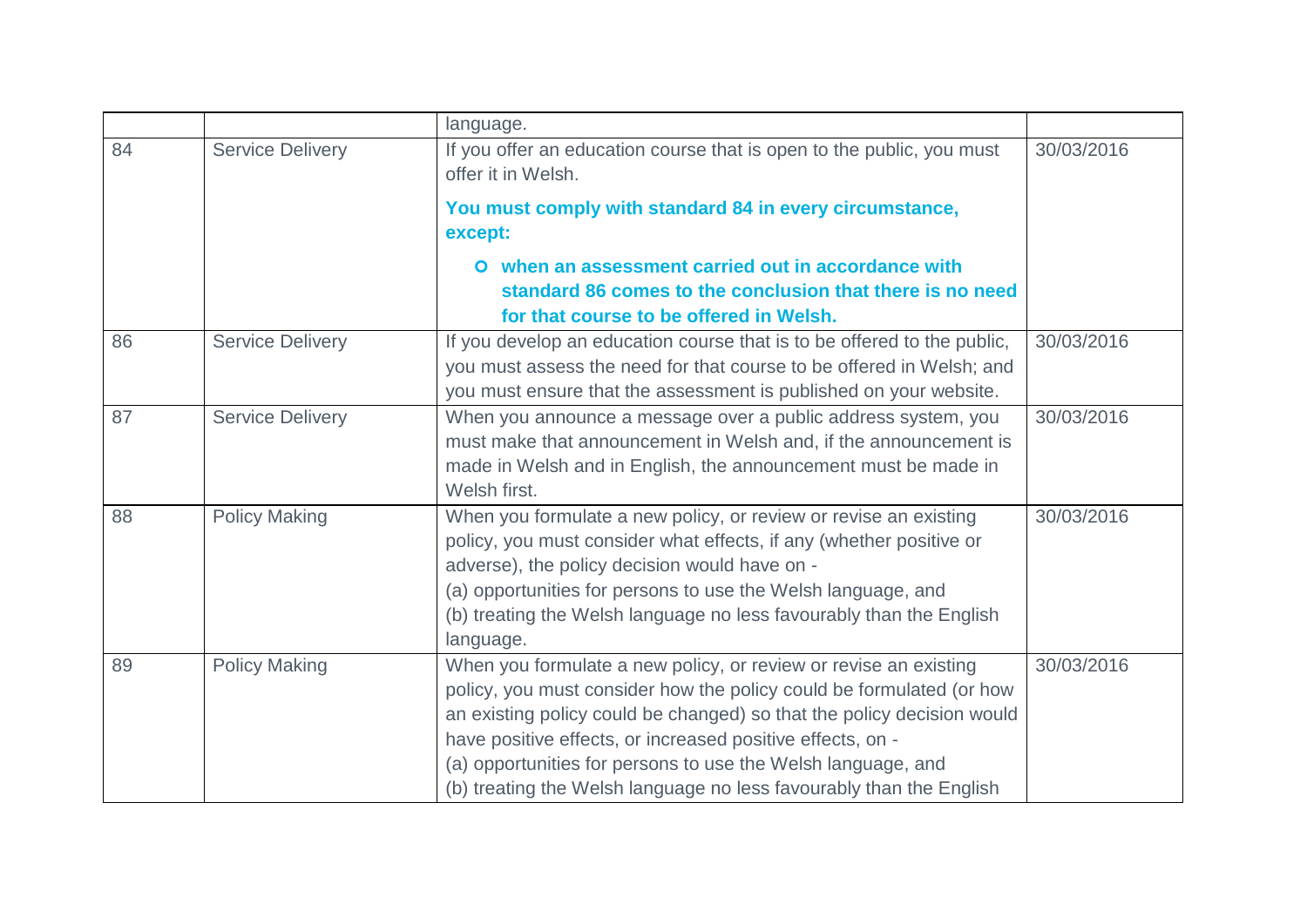| | | language. | |
|---|---|---|---|
| 84 | Service Delivery | If you offer an education course that is open to the public, you must offer it in Welsh.<br><br>**You must comply with standard 84 in every circumstance, except:**<br><br>- **when an assessment carried out in accordance with standard 86 comes to the conclusion that there is no need for that course to be offered in Welsh.** | 30/03/2016 |
| 86 | Service Delivery | If you develop an education course that is to be offered to the public, you must assess the need for that course to be offered in Welsh; and you must ensure that the assessment is published on your website. | 30/03/2016 |
| 87 | Service Delivery | When you announce a message over a public address system, you must make that announcement in Welsh and, if the announcement is made in Welsh and in English, the announcement must be made in Welsh first. | 30/03/2016 |
| 88 | Policy Making | When you formulate a new policy, or review or revise an existing policy, you must consider what effects, if any (whether positive or adverse), the policy decision would have on -<br>(a) opportunities for persons to use the Welsh language, and<br>(b) treating the Welsh language no less favourably than the English language. | 30/03/2016 |
| 89 | Policy Making | When you formulate a new policy, or review or revise an existing policy, you must consider how the policy could be formulated (or how an existing policy could be changed) so that the policy decision would have positive effects, or increased positive effects, on -<br>(a) opportunities for persons to use the Welsh language, and<br>(b) treating the Welsh language no less favourably than the English | 30/03/2016 |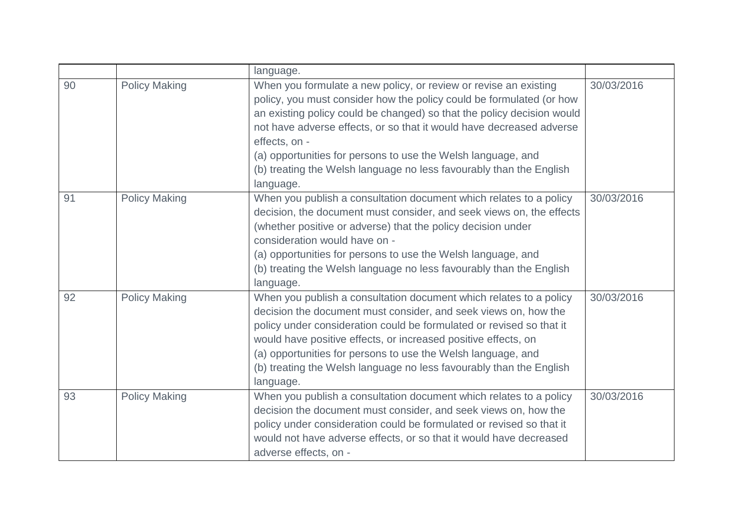| | | | |
|---|---|---|---|
| | | language. | |
| 90 | Policy Making | When you formulate a new policy, or review or revise an existing policy, you must consider how the policy could be formulated (or how an existing policy could be changed) so that the policy decision would not have adverse effects, or so that it would have decreased adverse effects, on -<br>(a) opportunities for persons to use the Welsh language, and<br>(b) treating the Welsh language no less favourably than the English language. | 30/03/2016 |
| 91 | Policy Making | When you publish a consultation document which relates to a policy decision, the document must consider, and seek views on, the effects (whether positive or adverse) that the policy decision under consideration would have on -<br>(a) opportunities for persons to use the Welsh language, and<br>(b) treating the Welsh language no less favourably than the English language. | 30/03/2016 |
| 92 | Policy Making | When you publish a consultation document which relates to a policy decision the document must consider, and seek views on, how the policy under consideration could be formulated or revised so that it would have positive effects, or increased positive effects, on<br>(a) opportunities for persons to use the Welsh language, and<br>(b) treating the Welsh language no less favourably than the English language. | 30/03/2016 |
| 93 | Policy Making | When you publish a consultation document which relates to a policy decision the document must consider, and seek views on, how the policy under consideration could be formulated or revised so that it would not have adverse effects, or so that it would have decreased adverse effects, on - | 30/03/2016 |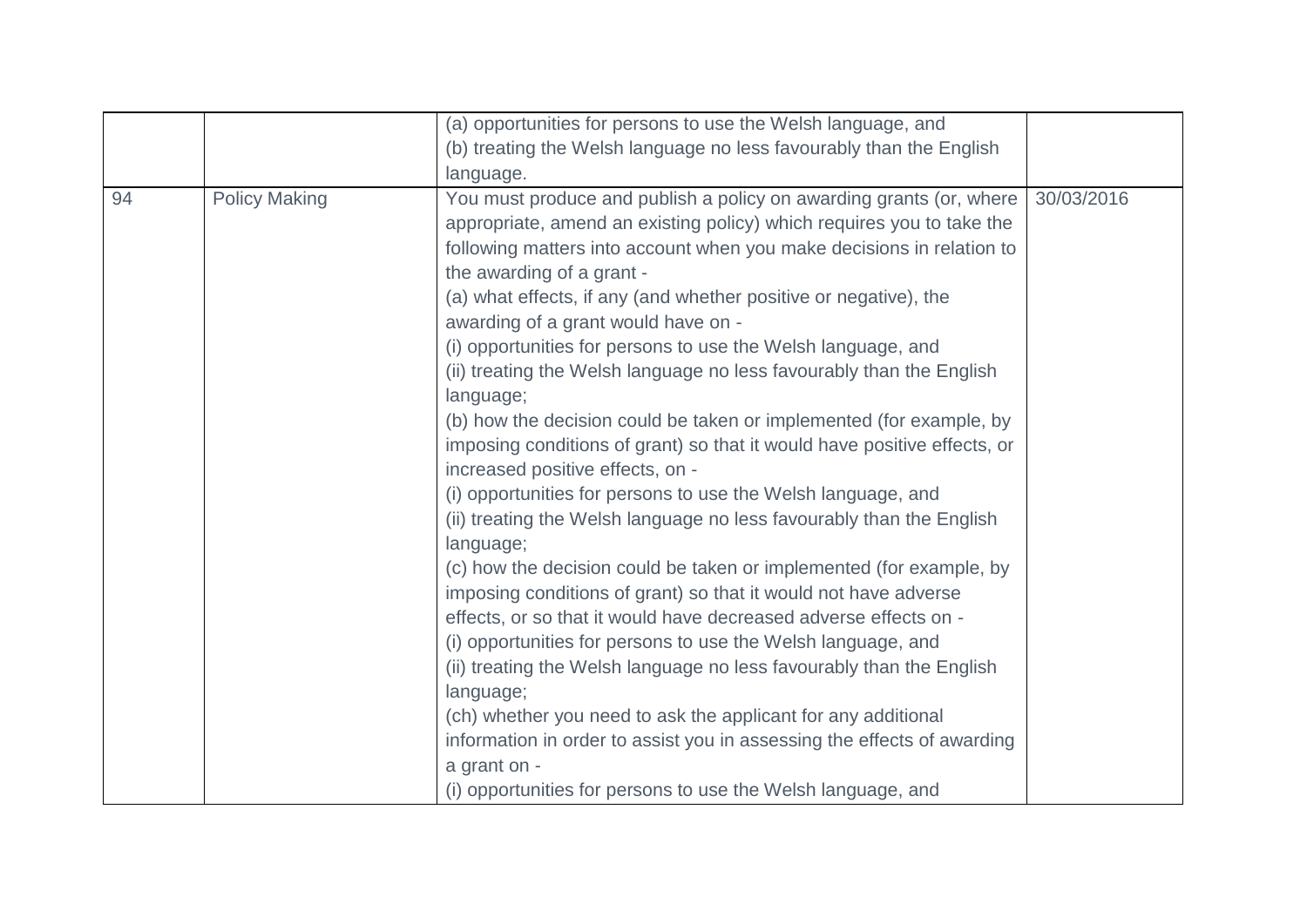| | | | |
|---|---|---|---|
| | | (a) opportunities for persons to use the Welsh language, and<br>(b) treating the Welsh language no less favourably than the English language. | |
| 94 | Policy Making | You must produce and publish a policy on awarding grants (or, where appropriate, amend an existing policy) which requires you to take the following matters into account when you make decisions in relation to the awarding of a grant -<br>(a) what effects, if any (and whether positive or negative), the awarding of a grant would have on -<br>(i) opportunities for persons to use the Welsh language, and<br>(ii) treating the Welsh language no less favourably than the English language;<br>(b) how the decision could be taken or implemented (for example, by imposing conditions of grant) so that it would have positive effects, or increased positive effects, on -<br>(i) opportunities for persons to use the Welsh language, and<br>(ii) treating the Welsh language no less favourably than the English language;<br>(c) how the decision could be taken or implemented (for example, by imposing conditions of grant) so that it would not have adverse effects, or so that it would have decreased adverse effects on -<br>(i) opportunities for persons to use the Welsh language, and<br>(ii) treating the Welsh language no less favourably than the English language;<br>(ch) whether you need to ask the applicant for any additional information in order to assist you in assessing the effects of awarding a grant on -<br>(i) opportunities for persons to use the Welsh language, and | 30/03/2016 |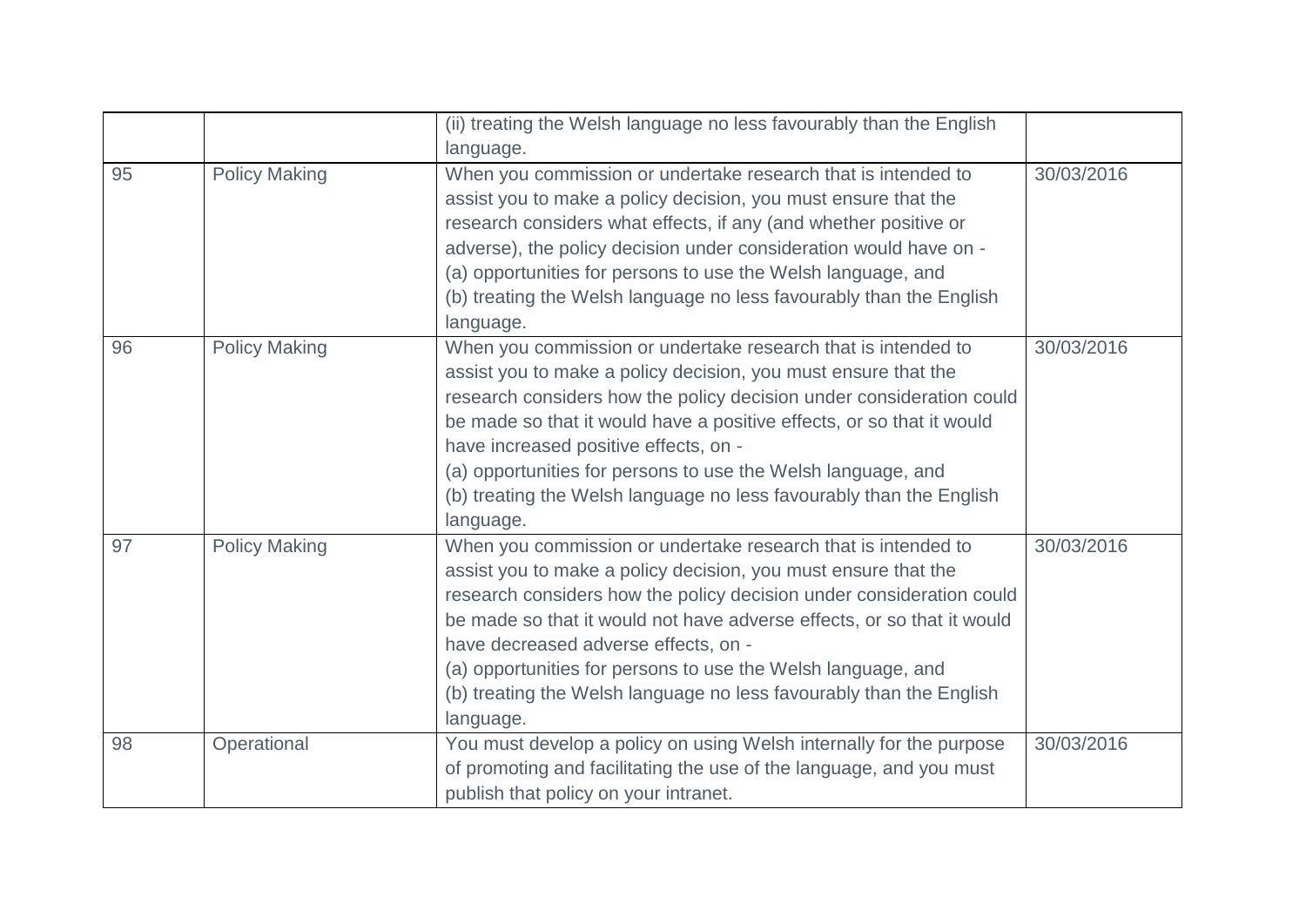| | | (ii) treating the Welsh language no less favourably than the English language. | |
|---|---|---|---|
| 95 | Policy Making | When you commission or undertake research that is intended to assist you to make a policy decision, you must ensure that the research considers what effects, if any (and whether positive or adverse), the policy decision under consideration would have on -<br>(a) opportunities for persons to use the Welsh language, and<br>(b) treating the Welsh language no less favourably than the English language. | 30/03/2016 |
| 96 | Policy Making | When you commission or undertake research that is intended to assist you to make a policy decision, you must ensure that the research considers how the policy decision under consideration could be made so that it would have a positive effects, or so that it would have increased positive effects, on -<br>(a) opportunities for persons to use the Welsh language, and<br>(b) treating the Welsh language no less favourably than the English language. | 30/03/2016 |
| 97 | Policy Making | When you commission or undertake research that is intended to assist you to make a policy decision, you must ensure that the research considers how the policy decision under consideration could be made so that it would not have adverse effects, or so that it would have decreased adverse effects, on -<br>(a) opportunities for persons to use the Welsh language, and<br>(b) treating the Welsh language no less favourably than the English language. | 30/03/2016 |
| 98 | Operational | You must develop a policy on using Welsh internally for the purpose of promoting and facilitating the use of the language, and you must publish that policy on your intranet. | 30/03/2016 |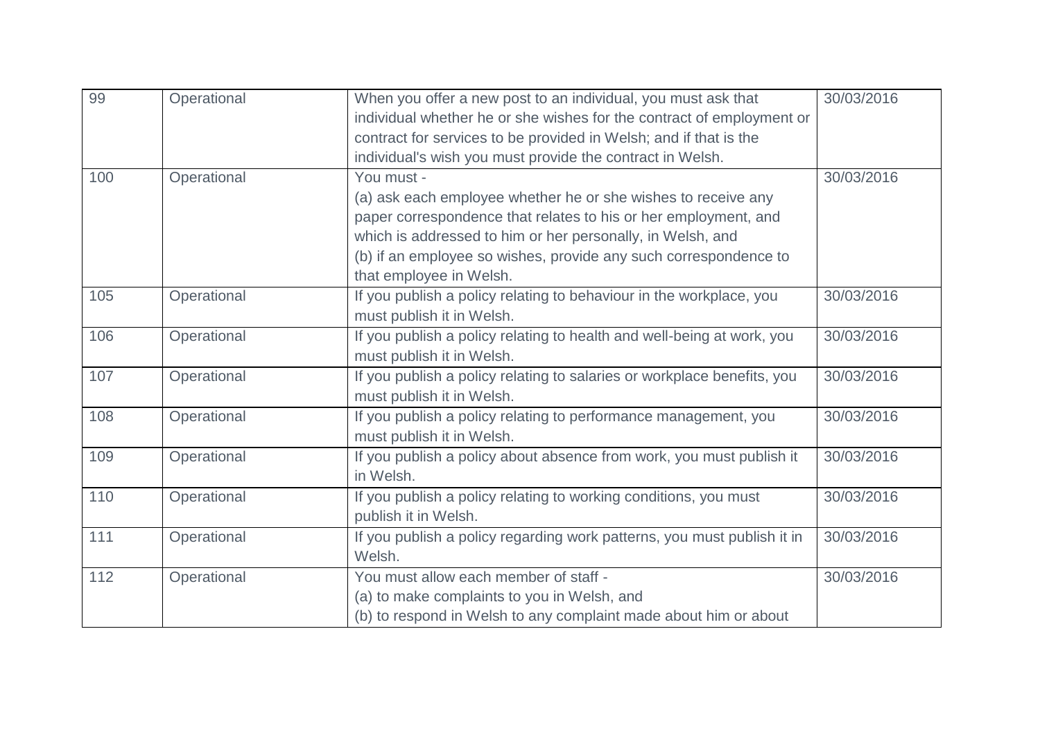| 99 | Operational | When you offer a new post to an individual, you must ask that individual whether he or she wishes for the contract of employment or contract for services to be provided in Welsh; and if that is the individual's wish you must provide the contract in Welsh. | 30/03/2016 |
|---|---|---|---|
| 100 | Operational | You must -<br>(a) ask each employee whether he or she wishes to receive any paper correspondence that relates to his or her employment, and which is addressed to him or her personally, in Welsh, and<br>(b) if an employee so wishes, provide any such correspondence to that employee in Welsh. | 30/03/2016 |
| 105 | Operational | If you publish a policy relating to behaviour in the workplace, you must publish it in Welsh. | 30/03/2016 |
| 106 | Operational | If you publish a policy relating to health and well-being at work, you must publish it in Welsh. | 30/03/2016 |
| 107 | Operational | If you publish a policy relating to salaries or workplace benefits, you must publish it in Welsh. | 30/03/2016 |
| 108 | Operational | If you publish a policy relating to performance management, you must publish it in Welsh. | 30/03/2016 |
| 109 | Operational | If you publish a policy about absence from work, you must publish it in Welsh. | 30/03/2016 |
| 110 | Operational | If you publish a policy relating to working conditions, you must publish it in Welsh. | 30/03/2016 |
| 111 | Operational | If you publish a policy regarding work patterns, you must publish it in Welsh. | 30/03/2016 |
| 112 | Operational | You must allow each member of staff -<br>(a) to make complaints to you in Welsh, and<br>(b) to respond in Welsh to any complaint made about him or about | 30/03/2016 |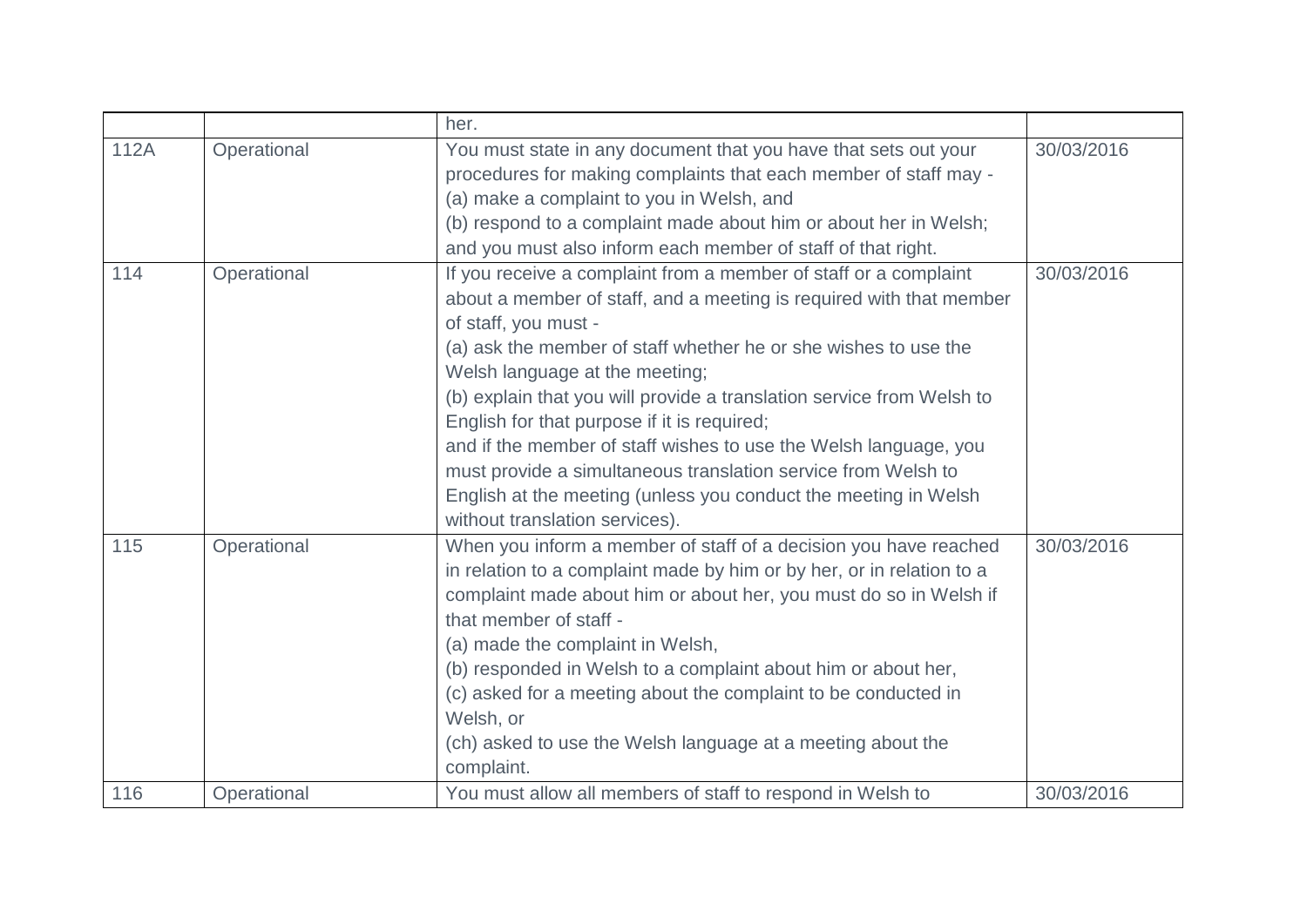| | | her. | |
|---|---|---|---|
| 112A | Operational | You must state in any document that you have that sets out your procedures for making complaints that each member of staff may -<br>(a) make a complaint to you in Welsh, and<br>(b) respond to a complaint made about him or about her in Welsh;<br>and you must also inform each member of staff of that right. | 30/03/2016 |
| 114 | Operational | If you receive a complaint from a member of staff or a complaint about a member of staff, and a meeting is required with that member of staff, you must -<br>(a) ask the member of staff whether he or she wishes to use the Welsh language at the meeting;<br>(b) explain that you will provide a translation service from Welsh to English for that purpose if it is required;<br>and if the member of staff wishes to use the Welsh language, you must provide a simultaneous translation service from Welsh to English at the meeting (unless you conduct the meeting in Welsh without translation services). | 30/03/2016 |
| 115 | Operational | When you inform a member of staff of a decision you have reached in relation to a complaint made by him or by her, or in relation to a complaint made about him or about her, you must do so in Welsh if that member of staff -<br>(a) made the complaint in Welsh,<br>(b) responded in Welsh to a complaint about him or about her,<br>(c) asked for a meeting about the complaint to be conducted in Welsh, or<br>(ch) asked to use the Welsh language at a meeting about the complaint. | 30/03/2016 |
| 116 | Operational | You must allow all members of staff to respond in Welsh to | 30/03/2016 |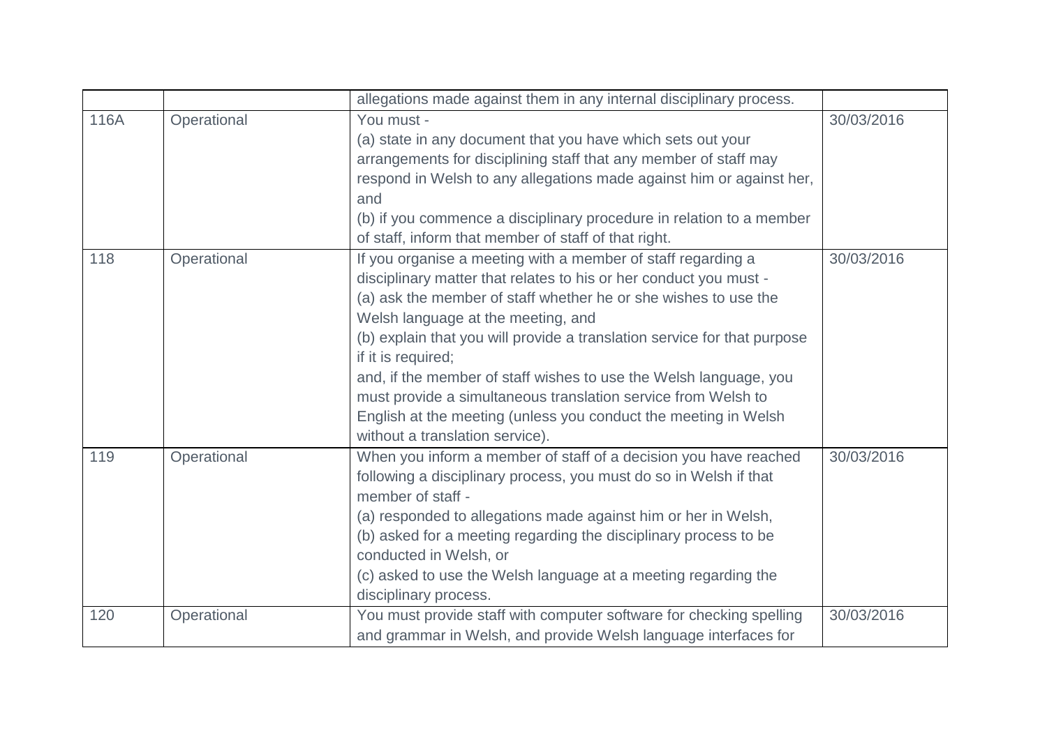| | | | |
|---|---|---|---|
| | | allegations made against them in any internal disciplinary process. | |
| 116A | Operational | You must -<br>(a) state in any document that you have which sets out your arrangements for disciplining staff that any member of staff may respond in Welsh to any allegations made against him or against her, and<br>(b) if you commence a disciplinary procedure in relation to a member of staff, inform that member of staff of that right. | 30/03/2016 |
| 118 | Operational | If you organise a meeting with a member of staff regarding a disciplinary matter that relates to his or her conduct you must -<br>(a) ask the member of staff whether he or she wishes to use the Welsh language at the meeting, and<br>(b) explain that you will provide a translation service for that purpose if it is required;<br>and, if the member of staff wishes to use the Welsh language, you must provide a simultaneous translation service from Welsh to English at the meeting (unless you conduct the meeting in Welsh without a translation service). | 30/03/2016 |
| 119 | Operational | When you inform a member of staff of a decision you have reached following a disciplinary process, you must do so in Welsh if that member of staff -<br>(a) responded to allegations made against him or her in Welsh,<br>(b) asked for a meeting regarding the disciplinary process to be conducted in Welsh, or<br>(c) asked to use the Welsh language at a meeting regarding the disciplinary process. | 30/03/2016 |
| 120 | Operational | You must provide staff with computer software for checking spelling and grammar in Welsh, and provide Welsh language interfaces for | 30/03/2016 |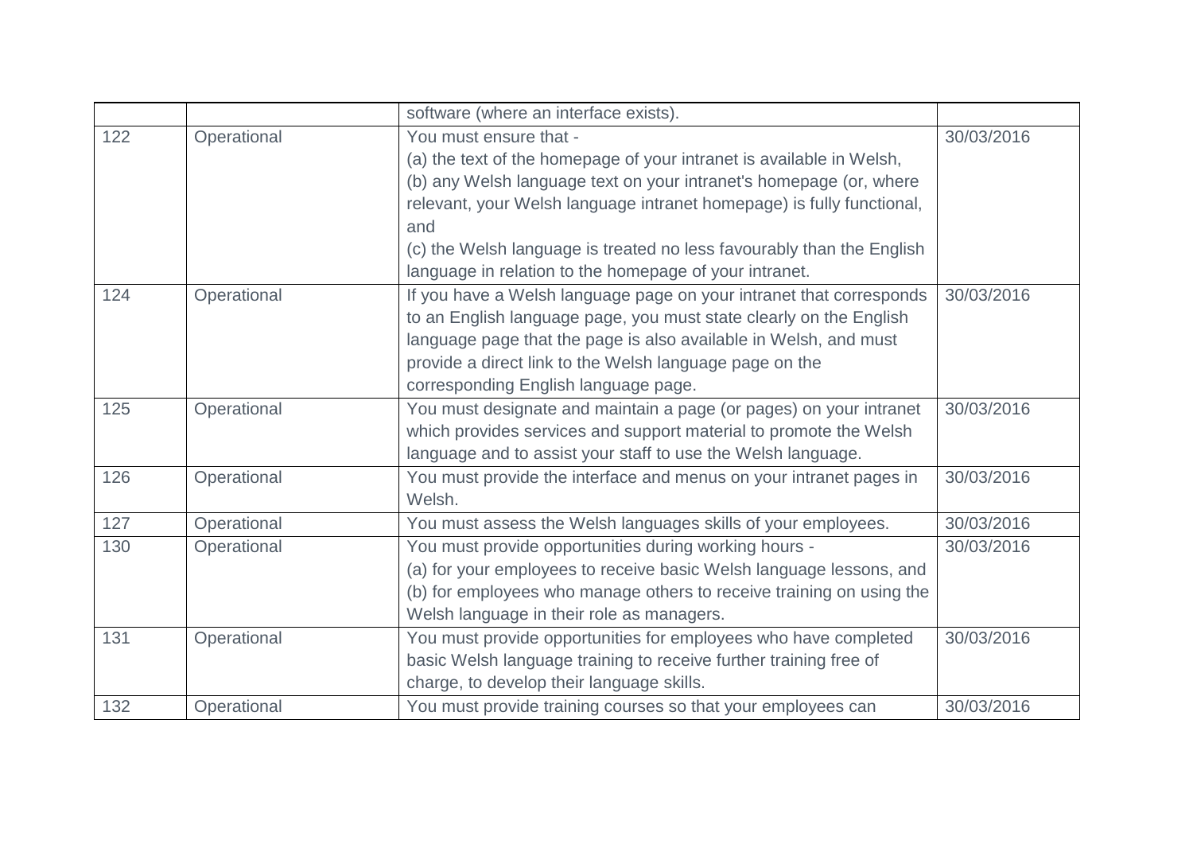| | | | |
|---|---|---|---|
| | | software (where an interface exists). | |
| 122 | Operational | You must ensure that -<br>(a) the text of the homepage of your intranet is available in Welsh,<br>(b) any Welsh language text on your intranet's homepage (or, where relevant, your Welsh language intranet homepage) is fully functional, and<br>(c) the Welsh language is treated no less favourably than the English language in relation to the homepage of your intranet. | 30/03/2016 |
| 124 | Operational | If you have a Welsh language page on your intranet that corresponds to an English language page, you must state clearly on the English language page that the page is also available in Welsh, and must provide a direct link to the Welsh language page on the corresponding English language page. | 30/03/2016 |
| 125 | Operational | You must designate and maintain a page (or pages) on your intranet which provides services and support material to promote the Welsh language and to assist your staff to use the Welsh language. | 30/03/2016 |
| 126 | Operational | You must provide the interface and menus on your intranet pages in Welsh. | 30/03/2016 |
| 127 | Operational | You must assess the Welsh languages skills of your employees. | 30/03/2016 |
| 130 | Operational | You must provide opportunities during working hours -<br>(a) for your employees to receive basic Welsh language lessons, and<br>(b) for employees who manage others to receive training on using the Welsh language in their role as managers. | 30/03/2016 |
| 131 | Operational | You must provide opportunities for employees who have completed basic Welsh language training to receive further training free of charge, to develop their language skills. | 30/03/2016 |
| 132 | Operational | You must provide training courses so that your employees can | 30/03/2016 |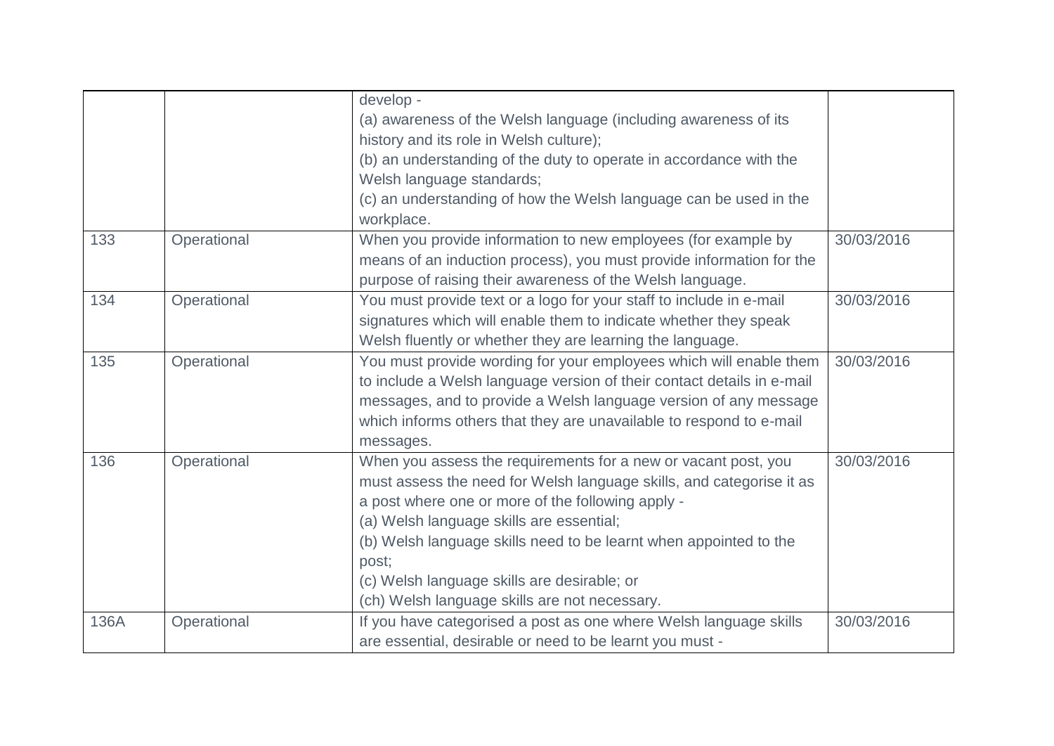| | | | |
|---|---|---|---|
| | | develop -<br>(a) awareness of the Welsh language (including awareness of its history and its role in Welsh culture);<br>(b) an understanding of the duty to operate in accordance with the Welsh language standards;<br>(c) an understanding of how the Welsh language can be used in the workplace. | |
| 133 | Operational | When you provide information to new employees (for example by means of an induction process), you must provide information for the purpose of raising their awareness of the Welsh language. | 30/03/2016 |
| 134 | Operational | You must provide text or a logo for your staff to include in e-mail signatures which will enable them to indicate whether they speak Welsh fluently or whether they are learning the language. | 30/03/2016 |
| 135 | Operational | You must provide wording for your employees which will enable them to include a Welsh language version of their contact details in e-mail messages, and to provide a Welsh language version of any message which informs others that they are unavailable to respond to e-mail messages. | 30/03/2016 |
| 136 | Operational | When you assess the requirements for a new or vacant post, you must assess the need for Welsh language skills, and categorise it as a post where one or more of the following apply -<br>(a) Welsh language skills are essential;<br>(b) Welsh language skills need to be learnt when appointed to the post;<br>(c) Welsh language skills are desirable; or<br>(ch) Welsh language skills are not necessary. | 30/03/2016 |
| 136A | Operational | If you have categorised a post as one where Welsh language skills are essential, desirable or need to be learnt you must - | 30/03/2016 |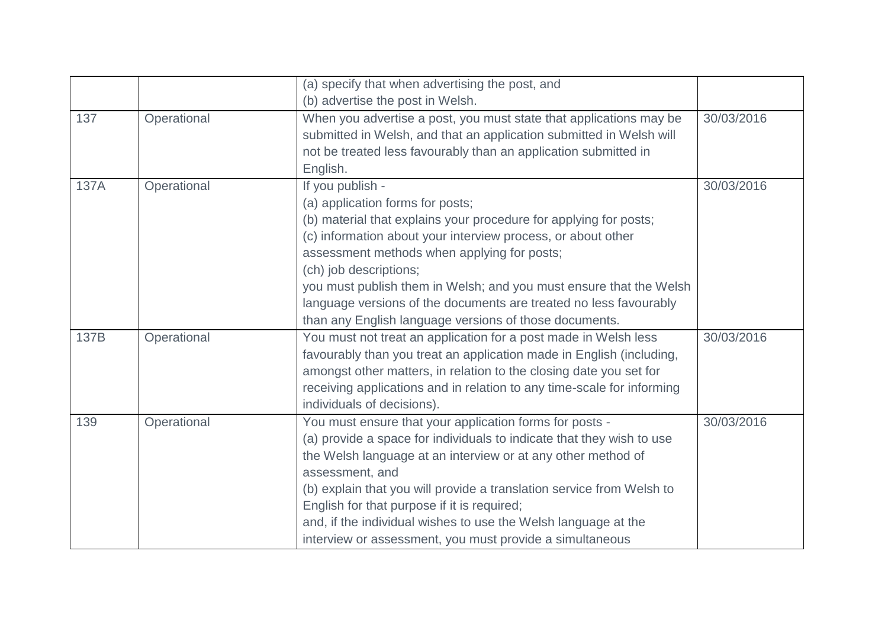| | | | |
|---|---|---|---|
| | | (a) specify that when advertising the post, and<br>(b) advertise the post in Welsh. | |
| 137 | Operational | When you advertise a post, you must state that applications may be submitted in Welsh, and that an application submitted in Welsh will not be treated less favourably than an application submitted in English. | 30/03/2016 |
| 137A | Operational | If you publish -<br>(a) application forms for posts;<br>(b) material that explains your procedure for applying for posts;<br>(c) information about your interview process, or about other assessment methods when applying for posts;<br>(ch) job descriptions;<br>you must publish them in Welsh; and you must ensure that the Welsh language versions of the documents are treated no less favourably than any English language versions of those documents. | 30/03/2016 |
| 137B | Operational | You must not treat an application for a post made in Welsh less favourably than you treat an application made in English (including, amongst other matters, in relation to the closing date you set for receiving applications and in relation to any time-scale for informing individuals of decisions). | 30/03/2016 |
| 139 | Operational | You must ensure that your application forms for posts -<br>(a) provide a space for individuals to indicate that they wish to use the Welsh language at an interview or at any other method of assessment, and<br>(b) explain that you will provide a translation service from Welsh to English for that purpose if it is required;<br>and, if the individual wishes to use the Welsh language at the interview or assessment, you must provide a simultaneous | 30/03/2016 |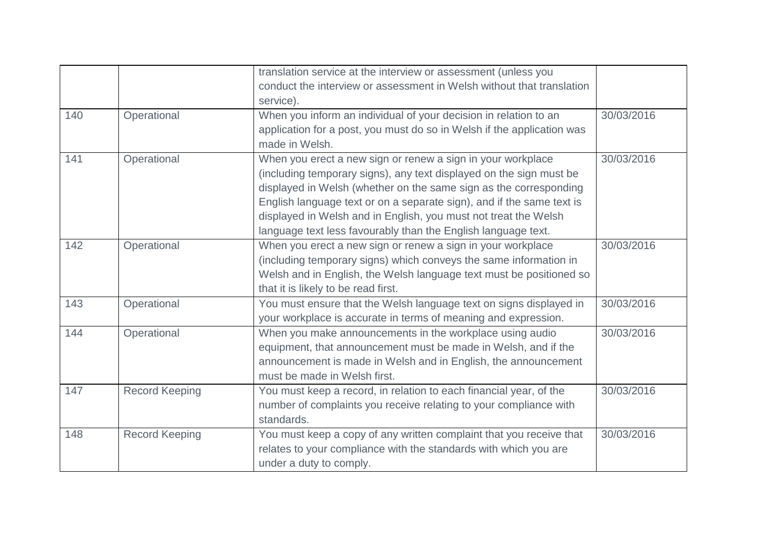| | | | |
|---|---|---|---|
| | | translation service at the interview or assessment (unless you conduct the interview or assessment in Welsh without that translation service). | |
| 140 | Operational | When you inform an individual of your decision in relation to an application for a post, you must do so in Welsh if the application was made in Welsh. | 30/03/2016 |
| 141 | Operational | When you erect a new sign or renew a sign in your workplace (including temporary signs), any text displayed on the sign must be displayed in Welsh (whether on the same sign as the corresponding English language text or on a separate sign), and if the same text is displayed in Welsh and in English, you must not treat the Welsh language text less favourably than the English language text. | 30/03/2016 |
| 142 | Operational | When you erect a new sign or renew a sign in your workplace (including temporary signs) which conveys the same information in Welsh and in English, the Welsh language text must be positioned so that it is likely to be read first. | 30/03/2016 |
| 143 | Operational | You must ensure that the Welsh language text on signs displayed in your workplace is accurate in terms of meaning and expression. | 30/03/2016 |
| 144 | Operational | When you make announcements in the workplace using audio equipment, that announcement must be made in Welsh, and if the announcement is made in Welsh and in English, the announcement must be made in Welsh first. | 30/03/2016 |
| 147 | Record Keeping | You must keep a record, in relation to each financial year, of the number of complaints you receive relating to your compliance with standards. | 30/03/2016 |
| 148 | Record Keeping | You must keep a copy of any written complaint that you receive that relates to your compliance with the standards with which you are under a duty to comply. | 30/03/2016 |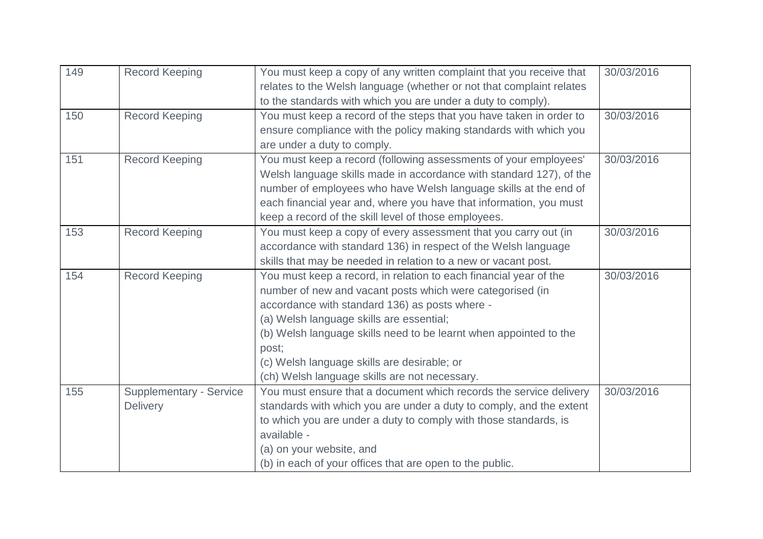| 149 | Record Keeping | You must keep a copy of any written complaint that you receive that relates to the Welsh language (whether or not that complaint relates to the standards with which you are under a duty to comply). | 30/03/2016 |
|---|---|---|---|
| 150 | Record Keeping | You must keep a record of the steps that you have taken in order to ensure compliance with the policy making standards with which you are under a duty to comply. | 30/03/2016 |
| 151 | Record Keeping | You must keep a record (following assessments of your employees' Welsh language skills made in accordance with standard 127), of the number of employees who have Welsh language skills at the end of each financial year and, where you have that information, you must keep a record of the skill level of those employees. | 30/03/2016 |
| 153 | Record Keeping | You must keep a copy of every assessment that you carry out (in accordance with standard 136) in respect of the Welsh language skills that may be needed in relation to a new or vacant post. | 30/03/2016 |
| 154 | Record Keeping | You must keep a record, in relation to each financial year of the number of new and vacant posts which were categorised (in accordance with standard 136) as posts where -<br>(a) Welsh language skills are essential;<br>(b) Welsh language skills need to be learnt when appointed to the post;<br>(c) Welsh language skills are desirable; or<br>(ch) Welsh language skills are not necessary. | 30/03/2016 |
| 155 | Supplementary - Service Delivery | You must ensure that a document which records the service delivery standards with which you are under a duty to comply, and the extent to which you are under a duty to comply with those standards, is available -<br>(a) on your website, and<br>(b) in each of your offices that are open to the public. | 30/03/2016 |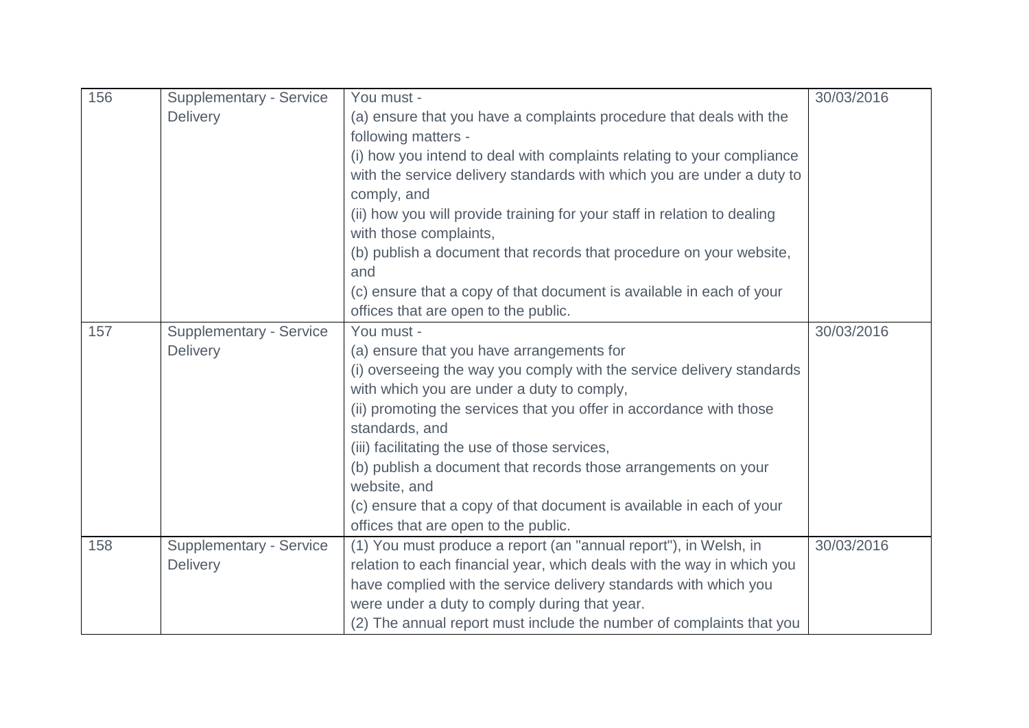| 156 | Supplementary - Service Delivery | You must -<br>(a) ensure that you have a complaints procedure that deals with the following matters -<br>(i) how you intend to deal with complaints relating to your compliance with the service delivery standards with which you are under a duty to comply, and<br>(ii) how you will provide training for your staff in relation to dealing with those complaints,<br>(b) publish a document that records that procedure on your website, and<br>(c) ensure that a copy of that document is available in each of your offices that are open to the public. | 30/03/2016 |
|---|---|---|---|
| 157 | Supplementary - Service Delivery | You must -<br>(a) ensure that you have arrangements for<br>(i) overseeing the way you comply with the service delivery standards with which you are under a duty to comply,<br>(ii) promoting the services that you offer in accordance with those standards, and<br>(iii) facilitating the use of those services,<br>(b) publish a document that records those arrangements on your website, and<br>(c) ensure that a copy of that document is available in each of your offices that are open to the public. | 30/03/2016 |
| 158 | Supplementary - Service Delivery | (1) You must produce a report (an "annual report"), in Welsh, in relation to each financial year, which deals with the way in which you have complied with the service delivery standards with which you were under a duty to comply during that year.<br>(2) The annual report must include the number of complaints that you | 30/03/2016 |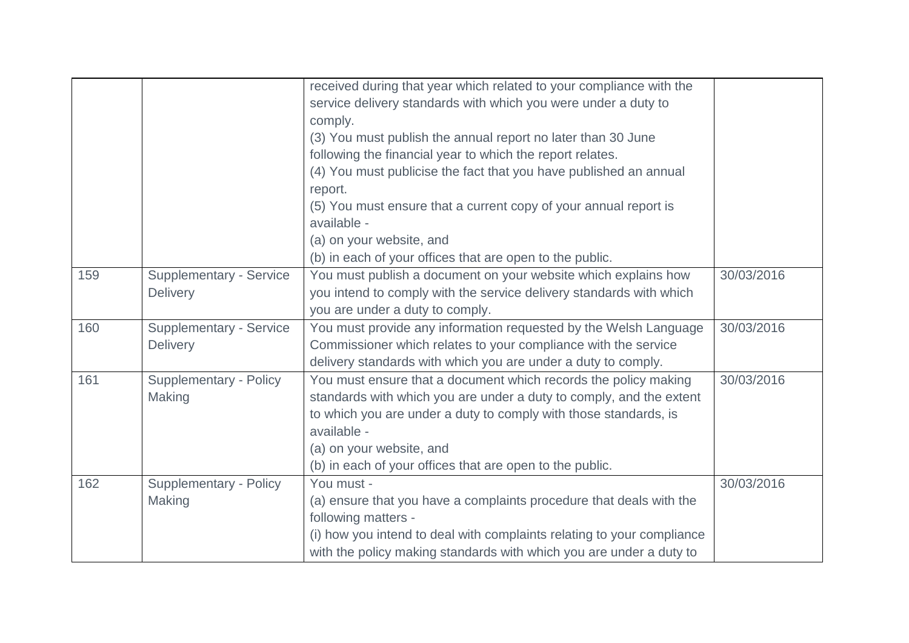| | | | |
|---|---|---|---|
| | | received during that year which related to your compliance with the service delivery standards with which you were under a duty to comply.<br>(3) You must publish the annual report no later than 30 June following the financial year to which the report relates.<br>(4) You must publicise the fact that you have published an annual report.<br>(5) You must ensure that a current copy of your annual report is available -<br>(a) on your website, and<br>(b) in each of your offices that are open to the public. | |
| 159 | Supplementary - Service Delivery | You must publish a document on your website which explains how you intend to comply with the service delivery standards with which you are under a duty to comply. | 30/03/2016 |
| 160 | Supplementary - Service Delivery | You must provide any information requested by the Welsh Language Commissioner which relates to your compliance with the service delivery standards with which you are under a duty to comply. | 30/03/2016 |
| 161 | Supplementary - Policy Making | You must ensure that a document which records the policy making standards with which you are under a duty to comply, and the extent to which you are under a duty to comply with those standards, is available -<br>(a) on your website, and<br>(b) in each of your offices that are open to the public. | 30/03/2016 |
| 162 | Supplementary - Policy Making | You must -<br>(a) ensure that you have a complaints procedure that deals with the following matters -<br>(i) how you intend to deal with complaints relating to your compliance with the policy making standards with which you are under a duty to | 30/03/2016 |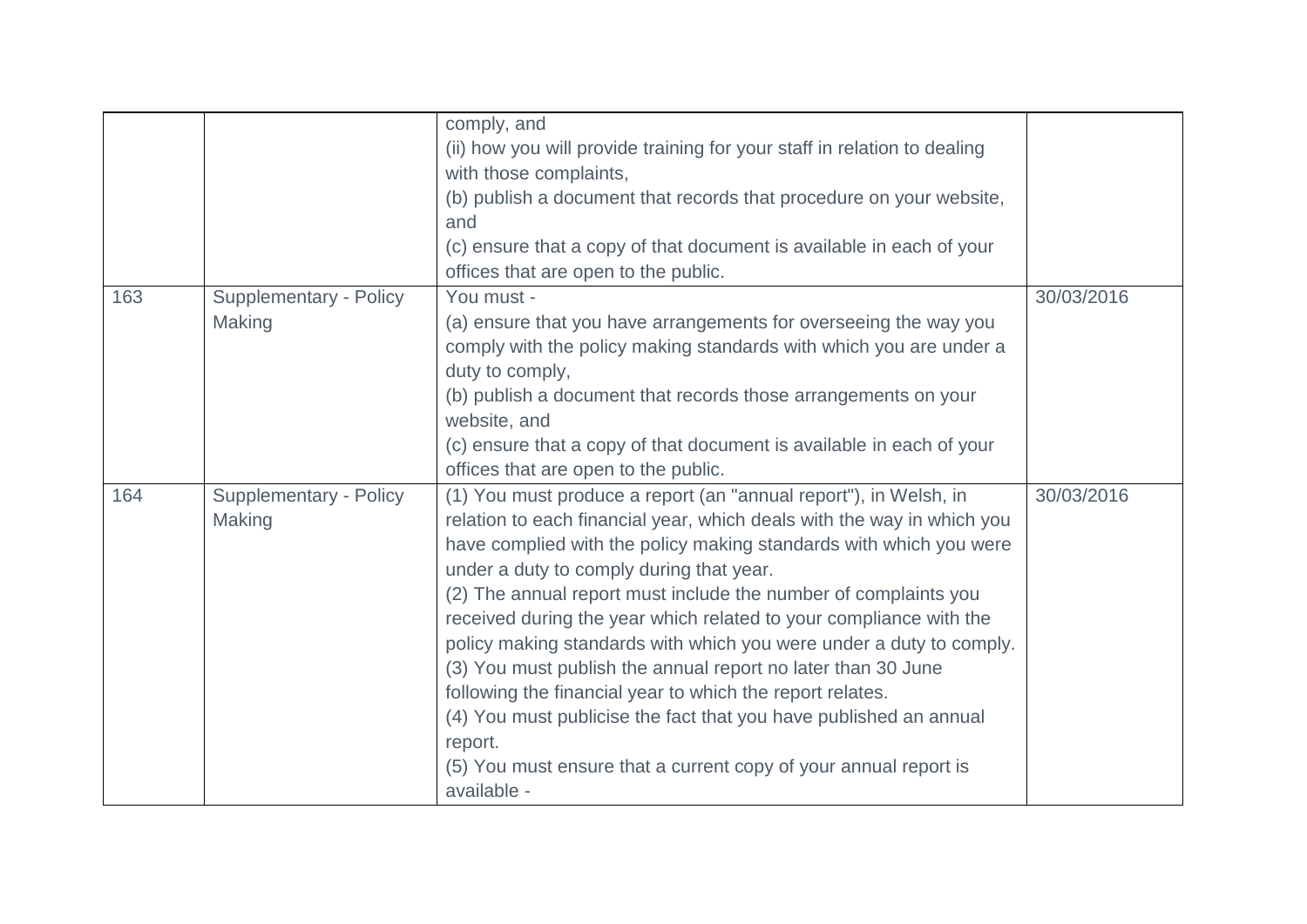| | | | |
|---|---|---|---|
| | | comply, and<br>(ii) how you will provide training for your staff in relation to dealing with those complaints,<br>(b) publish a document that records that procedure on your website, and<br>(c) ensure that a copy of that document is available in each of your offices that are open to the public. | |
| 163 | Supplementary - Policy Making | You must -<br>(a) ensure that you have arrangements for overseeing the way you comply with the policy making standards with which you are under a duty to comply,<br>(b) publish a document that records those arrangements on your website, and<br>(c) ensure that a copy of that document is available in each of your offices that are open to the public. | 30/03/2016 |
| 164 | Supplementary - Policy Making | (1) You must produce a report (an "annual report"), in Welsh, in relation to each financial year, which deals with the way in which you have complied with the policy making standards with which you were under a duty to comply during that year.<br>(2) The annual report must include the number of complaints you received during the year which related to your compliance with the policy making standards with which you were under a duty to comply.<br>(3) You must publish the annual report no later than 30 June following the financial year to which the report relates.<br>(4) You must publicise the fact that you have published an annual report.<br>(5) You must ensure that a current copy of your annual report is available - | 30/03/2016 |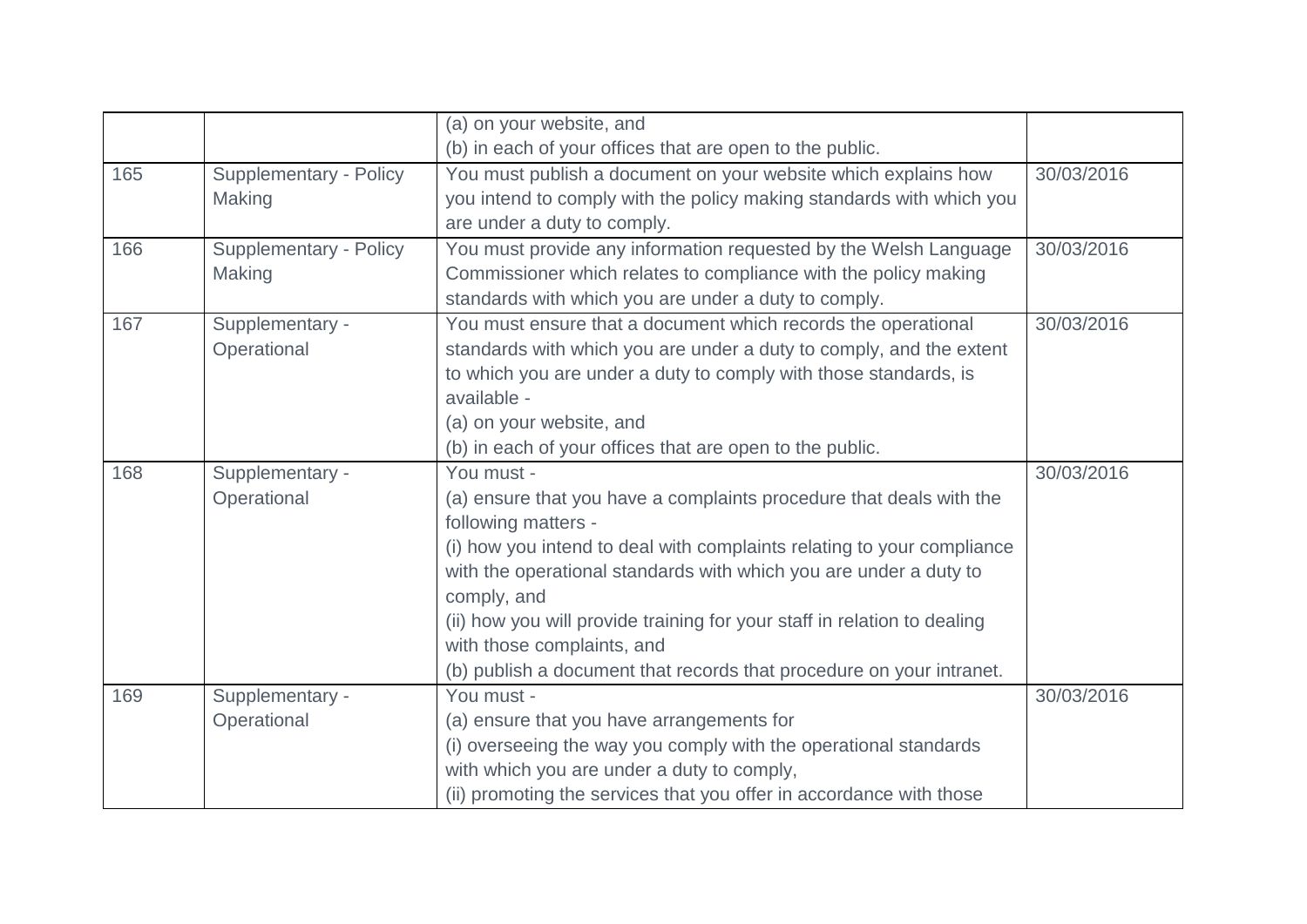| | | | |
|---|---|---|---|
| | | (a) on your website, and<br>(b) in each of your offices that are open to the public. | |
| 165 | Supplementary - Policy Making | You must publish a document on your website which explains how you intend to comply with the policy making standards with which you are under a duty to comply. | 30/03/2016 |
| 166 | Supplementary - Policy Making | You must provide any information requested by the Welsh Language Commissioner which relates to compliance with the policy making standards with which you are under a duty to comply. | 30/03/2016 |
| 167 | Supplementary - Operational | You must ensure that a document which records the operational standards with which you are under a duty to comply, and the extent to which you are under a duty to comply with those standards, is available -<br>(a) on your website, and<br>(b) in each of your offices that are open to the public. | 30/03/2016 |
| 168 | Supplementary - Operational | You must -<br>(a) ensure that you have a complaints procedure that deals with the following matters -<br>(i) how you intend to deal with complaints relating to your compliance with the operational standards with which you are under a duty to comply, and<br>(ii) how you will provide training for your staff in relation to dealing with those complaints, and<br>(b) publish a document that records that procedure on your intranet. | 30/03/2016 |
| 169 | Supplementary - Operational | You must -<br>(a) ensure that you have arrangements for<br>(i) overseeing the way you comply with the operational standards with which you are under a duty to comply,<br>(ii) promoting the services that you offer in accordance with those | 30/03/2016 |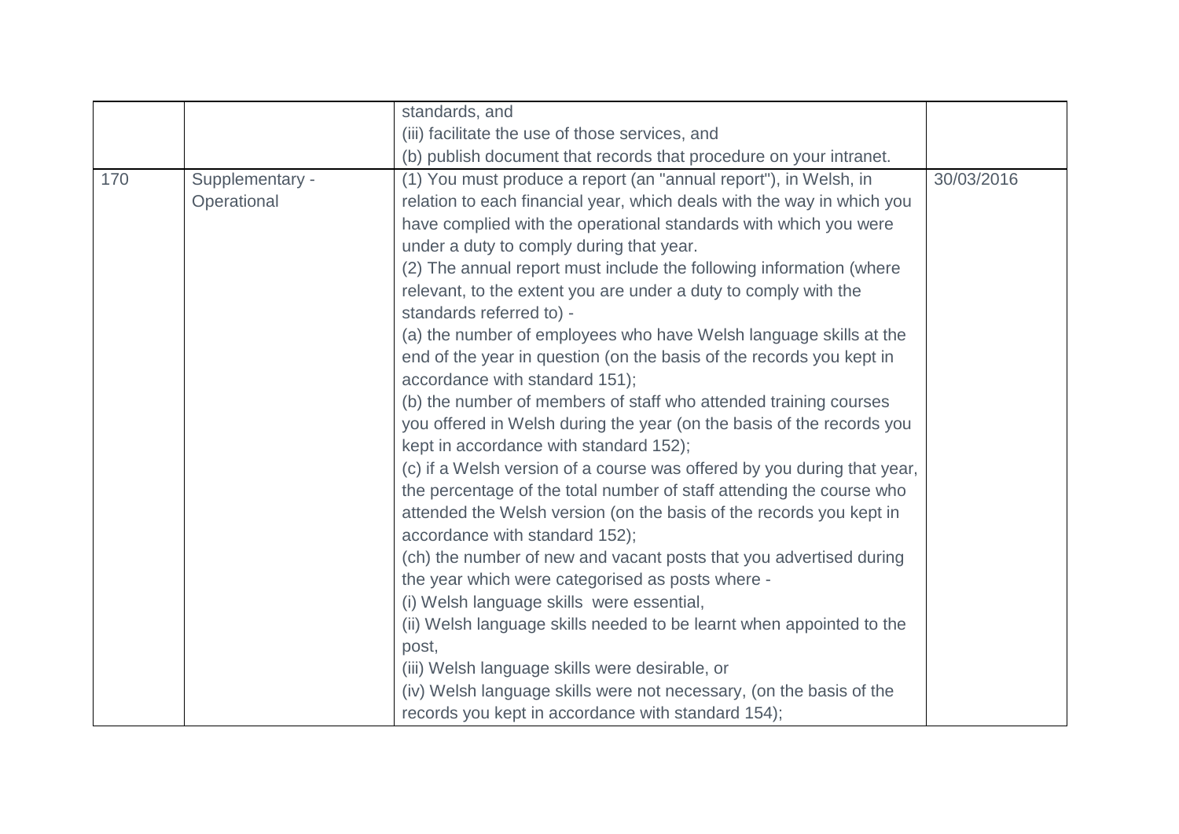| | | | |
|---|---|---|---|
| | | standards, and<br>(iii) facilitate the use of those services, and<br>(b) publish document that records that procedure on your intranet. | |
| 170 | Supplementary - Operational | (1) You must produce a report (an "annual report"), in Welsh, in relation to each financial year, which deals with the way in which you have complied with the operational standards with which you were under a duty to comply during that year.<br>(2) The annual report must include the following information (where relevant, to the extent you are under a duty to comply with the standards referred to) -<br>(a) the number of employees who have Welsh language skills at the end of the year in question (on the basis of the records you kept in accordance with standard 151);<br>(b) the number of members of staff who attended training courses you offered in Welsh during the year (on the basis of the records you kept in accordance with standard 152);<br>(c) if a Welsh version of a course was offered by you during that year, the percentage of the total number of staff attending the course who attended the Welsh version (on the basis of the records you kept in accordance with standard 152);<br>(ch) the number of new and vacant posts that you advertised during the year which were categorised as posts where -<br>(i) Welsh language skills were essential,<br>(ii) Welsh language skills needed to be learnt when appointed to the post,<br>(iii) Welsh language skills were desirable, or<br>(iv) Welsh language skills were not necessary, (on the basis of the records you kept in accordance with standard 154); | 30/03/2016 |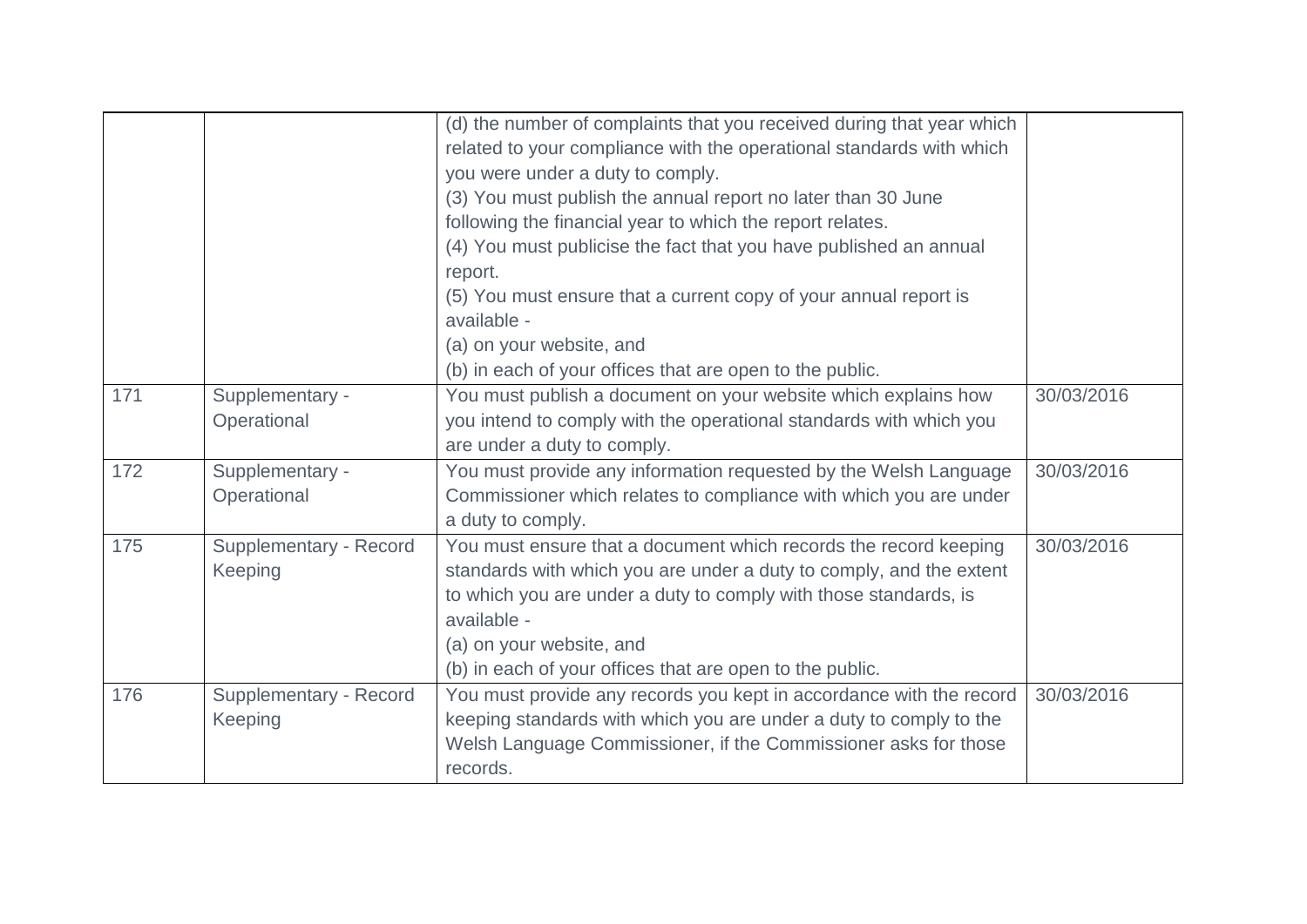| | | | |
|---|---|---|---|
| | | (d) the number of complaints that you received during that year which related to your compliance with the operational standards with which you were under a duty to comply.<br>(3) You must publish the annual report no later than 30 June following the financial year to which the report relates.<br>(4) You must publicise the fact that you have published an annual report.<br>(5) You must ensure that a current copy of your annual report is available -<br>(a) on your website, and<br>(b) in each of your offices that are open to the public. | |
| 171 | Supplementary - Operational | You must publish a document on your website which explains how you intend to comply with the operational standards with which you are under a duty to comply. | 30/03/2016 |
| 172 | Supplementary - Operational | You must provide any information requested by the Welsh Language Commissioner which relates to compliance with which you are under a duty to comply. | 30/03/2016 |
| 175 | Supplementary - Record Keeping | You must ensure that a document which records the record keeping standards with which you are under a duty to comply, and the extent to which you are under a duty to comply with those standards, is available -<br>(a) on your website, and<br>(b) in each of your offices that are open to the public. | 30/03/2016 |
| 176 | Supplementary - Record Keeping | You must provide any records you kept in accordance with the record keeping standards with which you are under a duty to comply to the Welsh Language Commissioner, if the Commissioner asks for those records. | 30/03/2016 |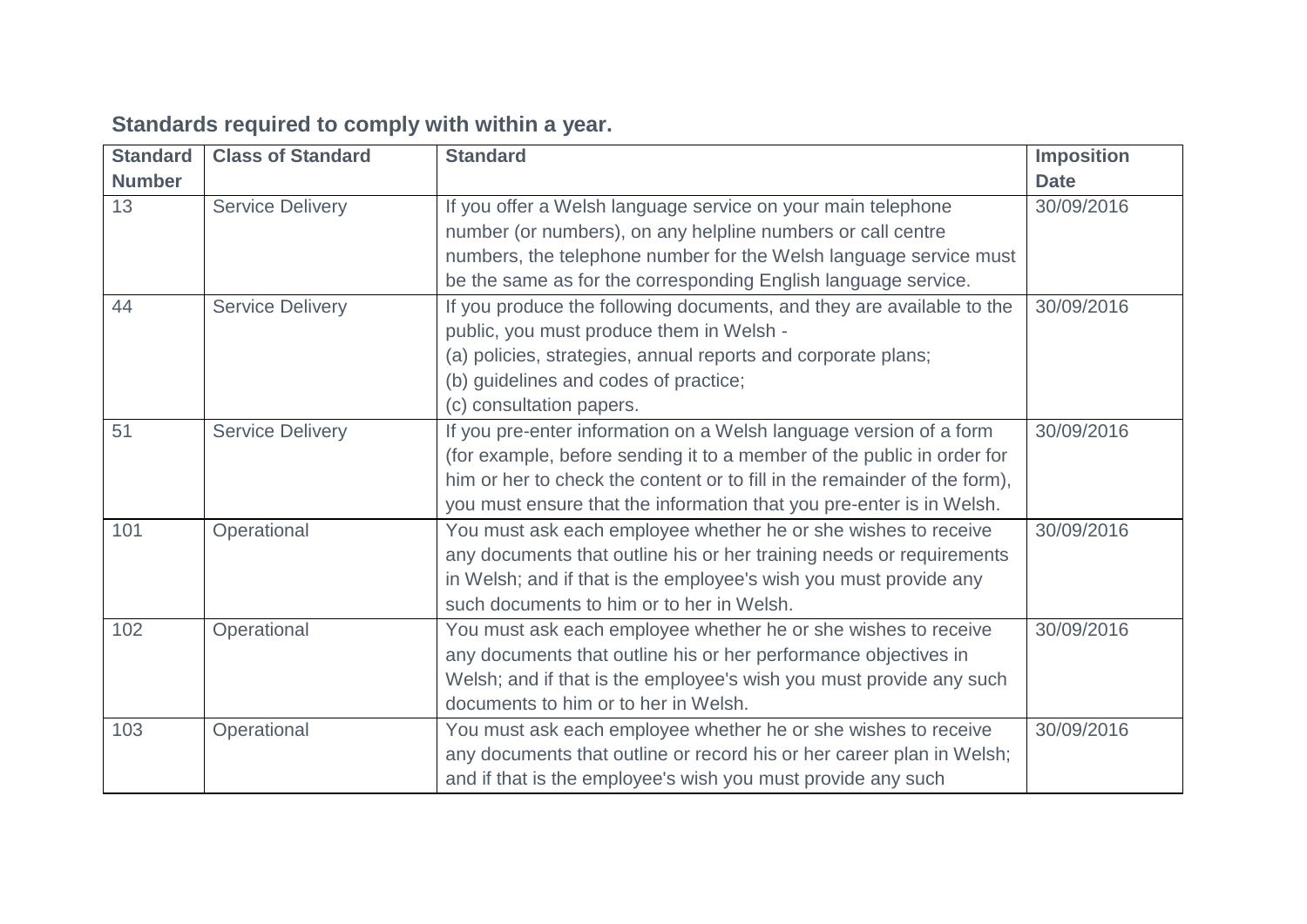**Standards required to comply with within a year.**

| Standard Number | Class of Standard | Standard | Imposition Date |
|---|---|---|---|
| 13 | Service Delivery | If you offer a Welsh language service on your main telephone number (or numbers), on any helpline numbers or call centre numbers, the telephone number for the Welsh language service must be the same as for the corresponding English language service. | 30/09/2016 |
| 44 | Service Delivery | If you produce the following documents, and they are available to the public, you must produce them in Welsh -<br>(a) policies, strategies, annual reports and corporate plans;<br>(b) guidelines and codes of practice;<br>(c) consultation papers. | 30/09/2016 |
| 51 | Service Delivery | If you pre-enter information on a Welsh language version of a form (for example, before sending it to a member of the public in order for him or her to check the content or to fill in the remainder of the form), you must ensure that the information that you pre-enter is in Welsh. | 30/09/2016 |
| 101 | Operational | You must ask each employee whether he or she wishes to receive any documents that outline his or her training needs or requirements in Welsh; and if that is the employee's wish you must provide any such documents to him or to her in Welsh. | 30/09/2016 |
| 102 | Operational | You must ask each employee whether he or she wishes to receive any documents that outline his or her performance objectives in Welsh; and if that is the employee's wish you must provide any such documents to him or to her in Welsh. | 30/09/2016 |
| 103 | Operational | You must ask each employee whether he or she wishes to receive any documents that outline or record his or her career plan in Welsh; and if that is the employee's wish you must provide any such | 30/09/2016 |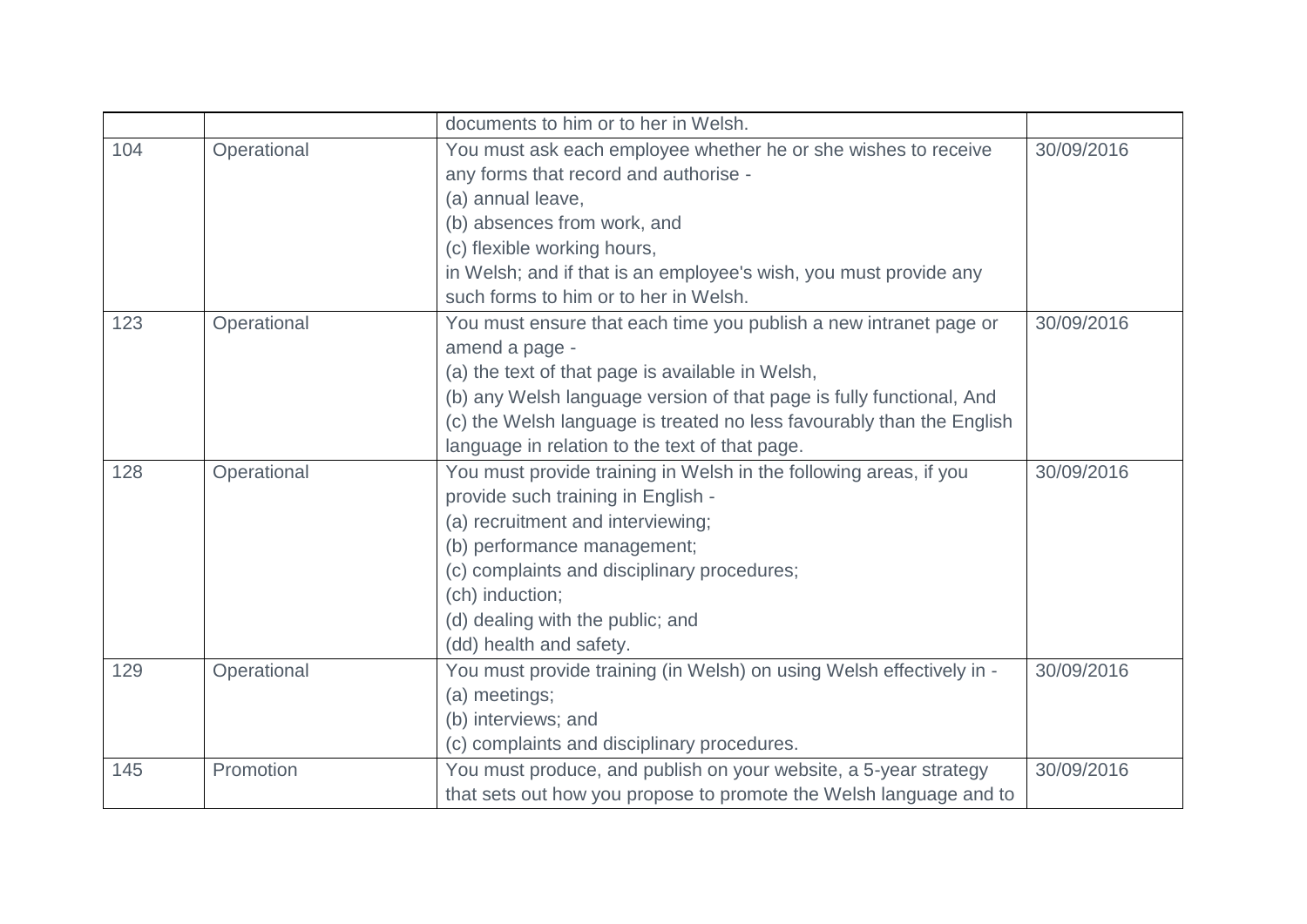| | | | |
|---|---|---|---|
| | | documents to him or to her in Welsh. | |
| 104 | Operational | You must ask each employee whether he or she wishes to receive any forms that record and authorise -<br>(a) annual leave,<br>(b) absences from work, and<br>(c) flexible working hours,<br>in Welsh; and if that is an employee's wish, you must provide any such forms to him or to her in Welsh. | 30/09/2016 |
| 123 | Operational | You must ensure that each time you publish a new intranet page or amend a page -<br>(a) the text of that page is available in Welsh,<br>(b) any Welsh language version of that page is fully functional, And<br>(c) the Welsh language is treated no less favourably than the English language in relation to the text of that page. | 30/09/2016 |
| 128 | Operational | You must provide training in Welsh in the following areas, if you provide such training in English -<br>(a) recruitment and interviewing;<br>(b) performance management;<br>(c) complaints and disciplinary procedures;<br>(ch) induction;<br>(d) dealing with the public; and<br>(dd) health and safety. | 30/09/2016 |
| 129 | Operational | You must provide training (in Welsh) on using Welsh effectively in -<br>(a) meetings;<br>(b) interviews; and<br>(c) complaints and disciplinary procedures. | 30/09/2016 |
| 145 | Promotion | You must produce, and publish on your website, a 5-year strategy that sets out how you propose to promote the Welsh language and to | 30/09/2016 |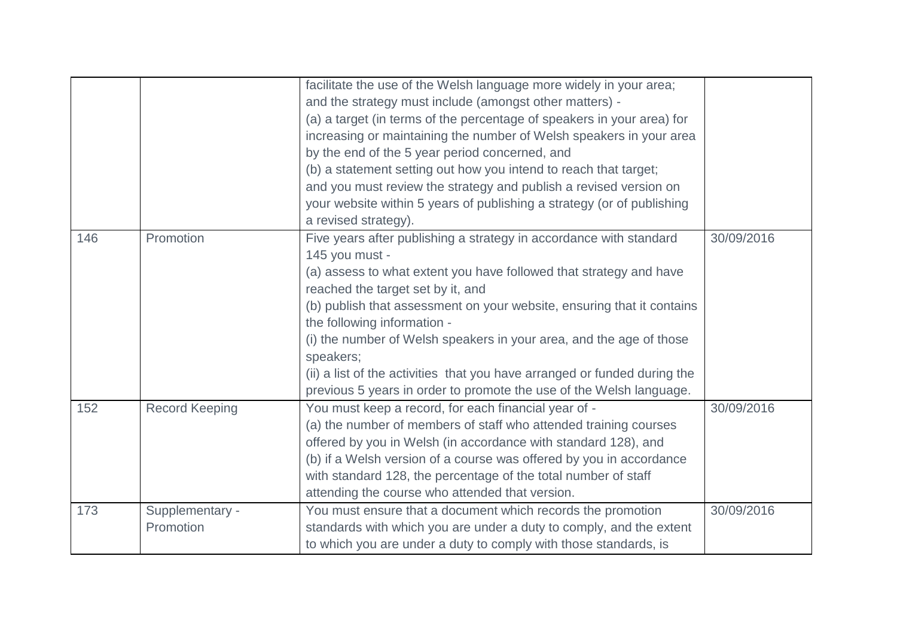| | | | |
|---|---|---|---|
| | | facilitate the use of the Welsh language more widely in your area; and the strategy must include (amongst other matters) - (a) a target (in terms of the percentage of speakers in your area) for increasing or maintaining the number of Welsh speakers in your area by the end of the 5 year period concerned, and (b) a statement setting out how you intend to reach that target; and you must review the strategy and publish a revised version on your website within 5 years of publishing a strategy (or of publishing a revised strategy). | |
| 146 | Promotion | Five years after publishing a strategy in accordance with standard 145 you must - (a) assess to what extent you have followed that strategy and have reached the target set by it, and (b) publish that assessment on your website, ensuring that it contains the following information - (i) the number of Welsh speakers in your area, and the age of those speakers; (ii) a list of the activities that you have arranged or funded during the previous 5 years in order to promote the use of the Welsh language. | 30/09/2016 |
| 152 | Record Keeping | You must keep a record, for each financial year of - (a) the number of members of staff who attended training courses offered by you in Welsh (in accordance with standard 128), and (b) if a Welsh version of a course was offered by you in accordance with standard 128, the percentage of the total number of staff attending the course who attended that version. | 30/09/2016 |
| 173 | Supplementary - Promotion | You must ensure that a document which records the promotion standards with which you are under a duty to comply, and the extent to which you are under a duty to comply with those standards, is | 30/09/2016 |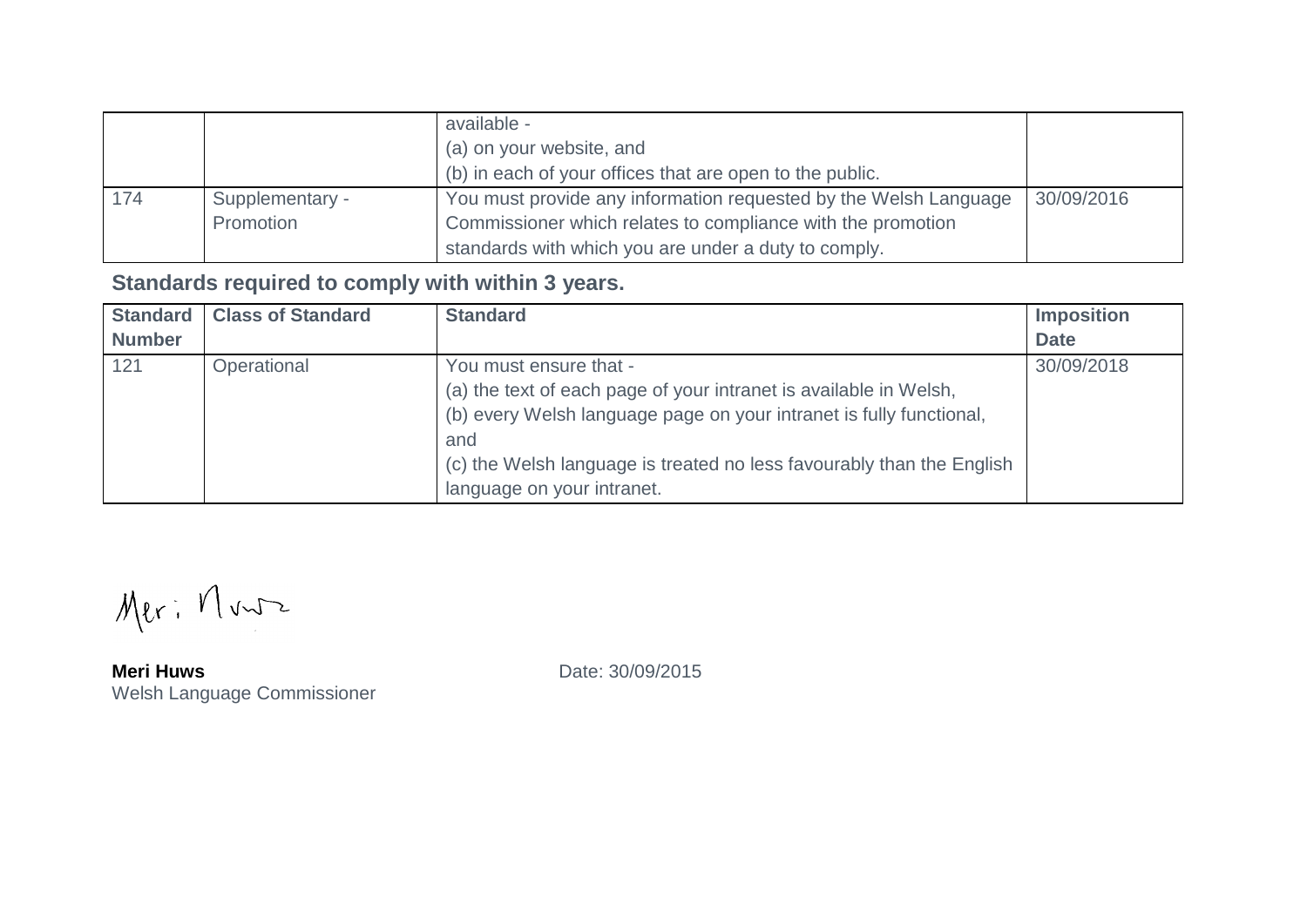| | | | |
|---|---|---|---|
| | | available -<br>(a) on your website, and<br>(b) in each of your offices that are open to the public. | |
| 174 | Supplementary - Promotion | You must provide any information requested by the Welsh Language Commissioner which relates to compliance with the promotion standards with which you are under a duty to comply. | 30/09/2016 |

**Standards required to comply with within 3 years.**

| Standard Number | Class of Standard | Standard | Imposition Date |
|---|---|---|---|
| 121 | Operational | You must ensure that -<br>(a) the text of each page of your intranet is available in Welsh,<br>(b) every Welsh language page on your intranet is fully functional, and<br>(c) the Welsh language is treated no less favourably than the English language on your intranet. | 30/09/2018 |

Meri Huws

**Meri Huws**
Welsh Language Commissioner

Date: 30/09/2015